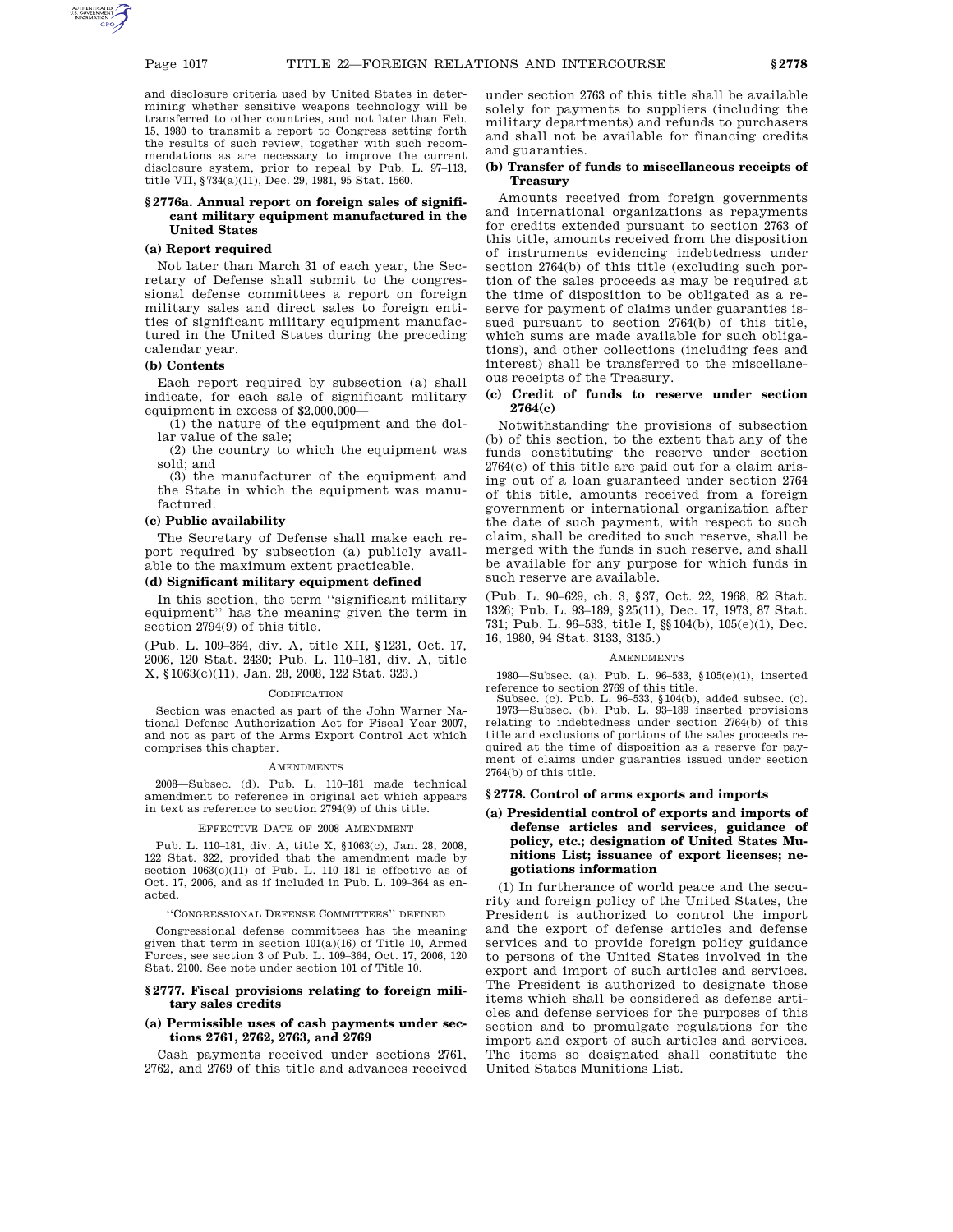and disclosure criteria used by United States in determining whether sensitive weapons technology will be transferred to other countries, and not later than Feb. 15, 1980 to transmit a report to Congress setting forth the results of such review, together with such recommendations as are necessary to improve the current disclosure system, prior to repeal by Pub. L. 97–113, title VII, §734(a)(11), Dec. 29, 1981, 95 Stat. 1560.

### §2776a. Annual report on foreign sales of significant military equipment manufactured in the United States

#### (a) Report required

Not later than March 31 of each year, the Secretary of Defense shall submit to the congressional defense committees a report on foreign military sales and direct sales to foreign entities of significant military equipment manufactured in the United States during the preceding calendar year.

#### (b) Contents

Each report required by subsection (a) shall indicate, for each sale of significant military equipment in excess of $2,000,000—

(1) the nature of the equipment and the dollar value of the sale;

(2) the country to which the equipment was sold; and

(3) the manufacturer of the equipment and the State in which the equipment was manufactured.

#### (c) Public availability

The Secretary of Defense shall make each report required by subsection (a) publicly available to the maximum extent practicable.

#### (d) Significant military equipment defined

In this section, the term "significant military equipment" has the meaning given the term in section 2794(9) of this title.

(Pub. L. 109–364, div. A, title XII, §1231, Oct. 17, 2006, 120 Stat. 2430; Pub. L. 110–181, div. A, title X, §1063(c)(11), Jan. 28, 2008, 122 Stat. 323.)

CODIFICATION

Section was enacted as part of the John Warner National Defense Authorization Act for Fiscal Year 2007, and not as part of the Arms Export Control Act which comprises this chapter.

AMENDMENTS

2008—Subsec. (d). Pub. L. 110–181 made technical amendment to reference in original act which appears in text as reference to section 2794(9) of this title.

EFFECTIVE DATE OF 2008 AMENDMENT

Pub. L. 110–181, div. A, title X, §1063(c), Jan. 28, 2008, 122 Stat. 322, provided that the amendment made by section 1063(c)(11) of Pub. L. 110–181 is effective as of Oct. 17, 2006, and as if included in Pub. L. 109–364 as enacted.

"CONGRESSIONAL DEFENSE COMMITTEES" DEFINED

Congressional defense committees has the meaning given that term in section 101(a)(16) of Title 10, Armed Forces, see section 3 of Pub. L. 109–364, Oct. 17, 2006, 120 Stat. 2100. See note under section 101 of Title 10.

### §2777. Fiscal provisions relating to foreign military sales credits

#### (a) Permissible uses of cash payments under sections 2761, 2762, 2763, and 2769

Cash payments received under sections 2761, 2762, and 2769 of this title and advances received under section 2763 of this title shall be available solely for payments to suppliers (including the military departments) and refunds to purchasers and shall not be available for financing credits and guaranties.

#### (b) Transfer of funds to miscellaneous receipts of Treasury

Amounts received from foreign governments and international organizations as repayments for credits extended pursuant to section 2763 of this title, amounts received from the disposition of instruments evidencing indebtedness under section 2764(b) of this title (excluding such portion of the sales proceeds as may be required at the time of disposition to be obligated as a reserve for payment of claims under guaranties issued pursuant to section 2764(b) of this title, which sums are made available for such obligations), and other collections (including fees and interest) shall be transferred to the miscellaneous receipts of the Treasury.

#### (c) Credit of funds to reserve under section 2764(c)

Notwithstanding the provisions of subsection (b) of this section, to the extent that any of the funds constituting the reserve under section 2764(c) of this title are paid out for a claim arising out of a loan guaranteed under section 2764 of this title, amounts received from a foreign government or international organization after the date of such payment, with respect to such claim, shall be credited to such reserve, shall be merged with the funds in such reserve, and shall be available for any purpose for which funds in such reserve are available.

(Pub. L. 90–629, ch. 3, §37, Oct. 22, 1968, 82 Stat. 1326; Pub. L. 93–189, §25(11), Dec. 17, 1973, 87 Stat. 731; Pub. L. 96–533, title I, §§104(b), 105(e)(1), Dec. 16, 1980, 94 Stat. 3133, 3135.)

AMENDMENTS

1980—Subsec. (a). Pub. L. 96–533, §105(e)(1), inserted reference to section 2769 of this title.

Subsec. (c). Pub. L. 96–533, §104(b), added subsec. (c).

1973—Subsec. (b). Pub. L. 93–189 inserted provisions relating to indebtedness under section 2764(b) of this title and exclusions of portions of the sales proceeds required at the time of disposition as a reserve for payment of claims under guaranties issued under section 2764(b) of this title.

### §2778. Control of arms exports and imports

#### (a) Presidential control of exports and imports of defense articles and services, guidance of policy, etc.; designation of United States Munitions List; issuance of export licenses; negotiations information

(1) In furtherance of world peace and the security and foreign policy of the United States, the President is authorized to control the import and the export of defense articles and defense services and to provide foreign policy guidance to persons of the United States involved in the export and import of such articles and services. The President is authorized to designate those items which shall be considered as defense articles and defense services for the purposes of this section and to promulgate regulations for the import and export of such articles and services. The items so designated shall constitute the United States Munitions List.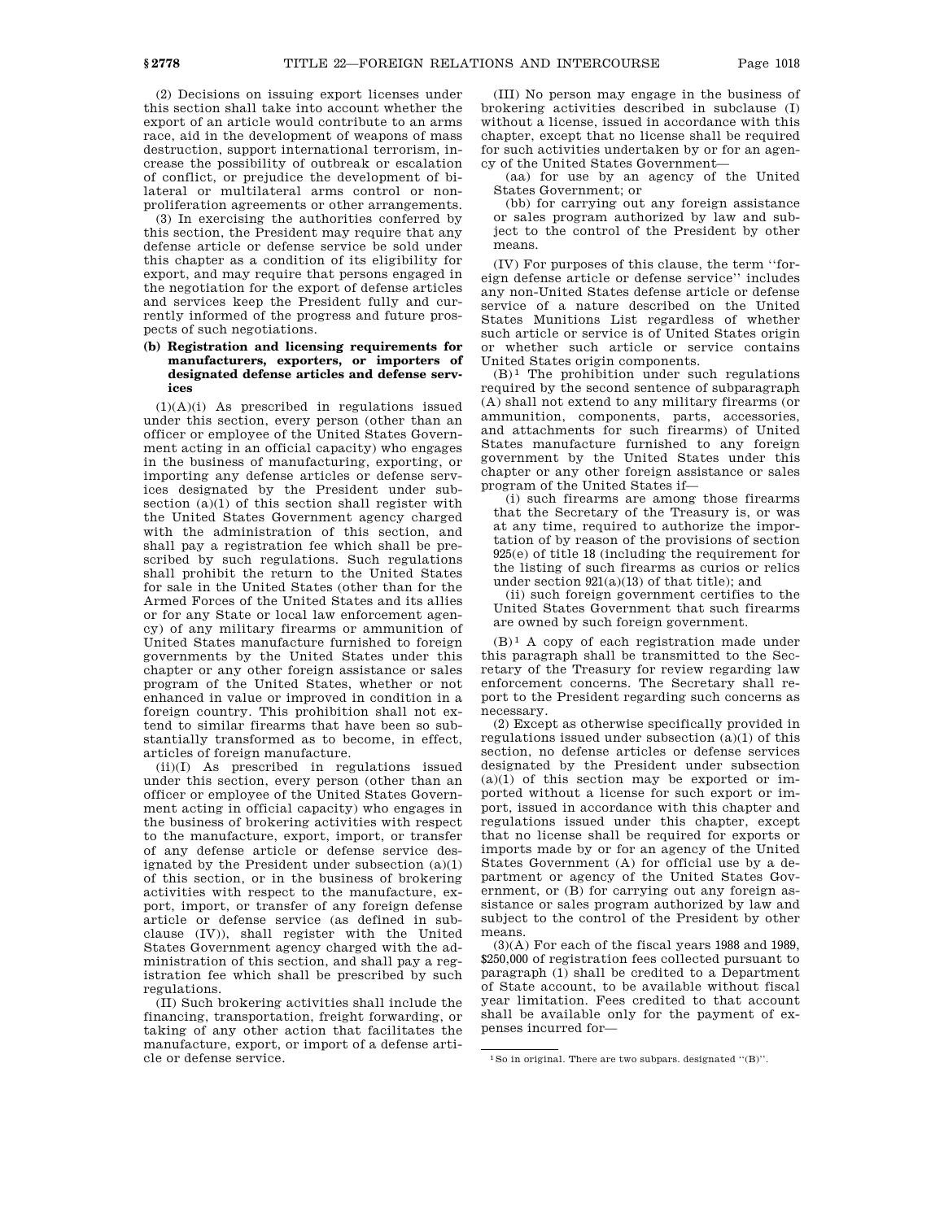(2) Decisions on issuing export licenses under this section shall take into account whether the export of an article would contribute to an arms race, aid in the development of weapons of mass destruction, support international terrorism, increase the possibility of outbreak or escalation of conflict, or prejudice the development of bilateral or multilateral arms control or nonproliferation agreements or other arrangements.

(3) In exercising the authorities conferred by this section, the President may require that any defense article or defense service be sold under this chapter as a condition of its eligibility for export, and may require that persons engaged in the negotiation for the export of defense articles and services keep the President fully and currently informed of the progress and future prospects of such negotiations.

**(b) Registration and licensing requirements for manufacturers, exporters, or importers of designated defense articles and defense services**

(1)(A)(i) As prescribed in regulations issued under this section, every person (other than an officer or employee of the United States Government acting in an official capacity) who engages in the business of manufacturing, exporting, or importing any defense articles or defense services designated by the President under subsection (a)(1) of this section shall register with the United States Government agency charged with the administration of this section, and shall pay a registration fee which shall be prescribed by such regulations. Such regulations shall prohibit the return to the United States for sale in the United States (other than for the Armed Forces of the United States and its allies or for any State or local law enforcement agency) of any military firearms or ammunition of United States manufacture furnished to foreign governments by the United States under this chapter or any other foreign assistance or sales program of the United States, whether or not enhanced in value or improved in condition in a foreign country. This prohibition shall not extend to similar firearms that have been so substantially transformed as to become, in effect, articles of foreign manufacture.

(ii)(I) As prescribed in regulations issued under this section, every person (other than an officer or employee of the United States Government acting in official capacity) who engages in the business of brokering activities with respect to the manufacture, export, import, or transfer of any defense article or defense service designated by the President under subsection (a)(1) of this section, or in the business of brokering activities with respect to the manufacture, export, import, or transfer of any foreign defense article or defense service (as defined in subclause (IV)), shall register with the United States Government agency charged with the administration of this section, and shall pay a registration fee which shall be prescribed by such regulations.

(II) Such brokering activities shall include the financing, transportation, freight forwarding, or taking of any other action that facilitates the manufacture, export, or import of a defense article or defense service.

(III) No person may engage in the business of brokering activities described in subclause (I) without a license, issued in accordance with this chapter, except that no license shall be required for such activities undertaken by or for an agency of the United States Government—

(aa) for use by an agency of the United States Government; or

(bb) for carrying out any foreign assistance or sales program authorized by law and subject to the control of the President by other means.

(IV) For purposes of this clause, the term ''foreign defense article or defense service'' includes any non-United States defense article or defense service of a nature described on the United States Munitions List regardless of whether such article or service is of United States origin or whether such article or service contains United States origin components.

(B)[1] The prohibition under such regulations required by the second sentence of subparagraph (A) shall not extend to any military firearms (or ammunition, components, parts, accessories, and attachments for such firearms) of United States manufacture furnished to any foreign government by the United States under this chapter or any other foreign assistance or sales program of the United States if—

(i) such firearms are among those firearms that the Secretary of the Treasury is, or was at any time, required to authorize the importation of by reason of the provisions of section 925(e) of title 18 (including the requirement for the listing of such firearms as curios or relics under section 921(a)(13) of that title); and

(ii) such foreign government certifies to the United States Government that such firearms are owned by such foreign government.

(B)[1] A copy of each registration made under this paragraph shall be transmitted to the Secretary of the Treasury for review regarding law enforcement concerns. The Secretary shall report to the President regarding such concerns as necessary.

(2) Except as otherwise specifically provided in regulations issued under subsection (a)(1) of this section, no defense articles or defense services designated by the President under subsection (a)(1) of this section may be exported or imported without a license for such export or import, issued in accordance with this chapter and regulations issued under this chapter, except that no license shall be required for exports or imports made by or for an agency of the United States Government (A) for official use by a department or agency of the United States Government, or (B) for carrying out any foreign assistance or sales program authorized by law and subject to the control of the President by other means.

(3)(A) For each of the fiscal years 1988 and 1989, $250,000 of registration fees collected pursuant to paragraph (1) shall be credited to a Department of State account, to be available without fiscal year limitation. Fees credited to that account shall be available only for the payment of expenses incurred for—

[1] So in original. There are two subpars. designated ''(B)''.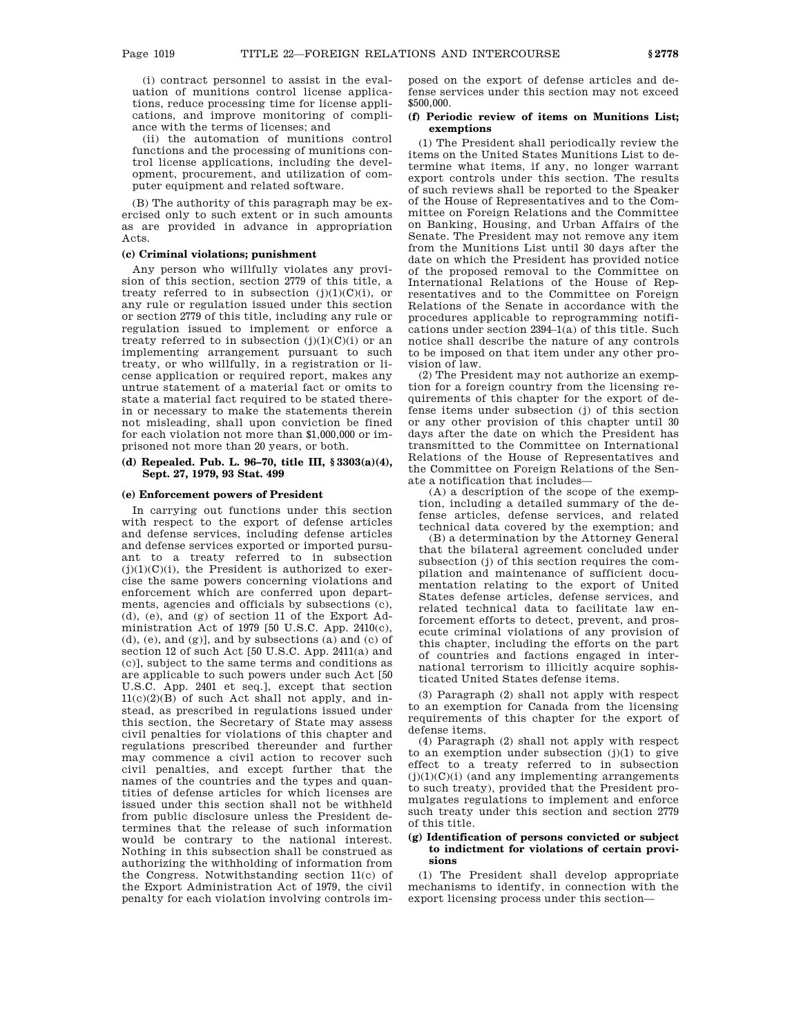(i) contract personnel to assist in the evaluation of munitions control license applications, reduce processing time for license applications, and improve monitoring of compliance with the terms of licenses; and

(ii) the automation of munitions control functions and the processing of munitions control license applications, including the development, procurement, and utilization of computer equipment and related software.

(B) The authority of this paragraph may be exercised only to such extent or in such amounts as are provided in advance in appropriation Acts.

#### (c) Criminal violations; punishment

Any person who willfully violates any provision of this section, section 2779 of this title, a treaty referred to in subsection (j)(1)(C)(i), or any rule or regulation issued under this section or section 2779 of this title, including any rule or regulation issued to implement or enforce a treaty referred to in subsection (j)(1)(C)(i) or an implementing arrangement pursuant to such treaty, or who willfully, in a registration or license application or required report, makes any untrue statement of a material fact or omits to state a material fact required to be stated therein or necessary to make the statements therein not misleading, shall upon conviction be fined for each violation not more than $1,000,000 or imprisoned not more than 20 years, or both.

#### (d) Repealed. Pub. L. 96–70, title III, § 3303(a)(4), Sept. 27, 1979, 93 Stat. 499

#### (e) Enforcement powers of President

In carrying out functions under this section with respect to the export of defense articles and defense services, including defense articles and defense services exported or imported pursuant to a treaty referred to in subsection (j)(1)(C)(i), the President is authorized to exercise the same powers concerning violations and enforcement which are conferred upon departments, agencies and officials by subsections (c), (d), (e), and (g) of section 11 of the Export Administration Act of 1979 [50 U.S.C. App. 2410(c), (d), (e), and (g)], and by subsections (a) and (c) of section 12 of such Act [50 U.S.C. App. 2411(a) and (c)], subject to the same terms and conditions as are applicable to such powers under such Act [50 U.S.C. App. 2401 et seq.], except that section 11(c)(2)(B) of such Act shall not apply, and instead, as prescribed in regulations issued under this section, the Secretary of State may assess civil penalties for violations of this chapter and regulations prescribed thereunder and further may commence a civil action to recover such civil penalties, and except further that the names of the countries and the types and quantities of defense articles for which licenses are issued under this section shall not be withheld from public disclosure unless the President determines that the release of such information would be contrary to the national interest. Nothing in this subsection shall be construed as authorizing the withholding of information from the Congress. Notwithstanding section 11(c) of the Export Administration Act of 1979, the civil penalty for each violation involving controls imposed on the export of defense articles and defense services under this section may not exceed $500,000.

#### (f) Periodic review of items on Munitions List; exemptions

(1) The President shall periodically review the items on the United States Munitions List to determine what items, if any, no longer warrant export controls under this section. The results of such reviews shall be reported to the Speaker of the House of Representatives and to the Committee on Foreign Relations and the Committee on Banking, Housing, and Urban Affairs of the Senate. The President may not remove any item from the Munitions List until 30 days after the date on which the President has provided notice of the proposed removal to the Committee on International Relations of the House of Representatives and to the Committee on Foreign Relations of the Senate in accordance with the procedures applicable to reprogramming notifications under section 2394–1(a) of this title. Such notice shall describe the nature of any controls to be imposed on that item under any other provision of law.

(2) The President may not authorize an exemption for a foreign country from the licensing requirements of this chapter for the export of defense items under subsection (j) of this section or any other provision of this chapter until 30 days after the date on which the President has transmitted to the Committee on International Relations of the House of Representatives and the Committee on Foreign Relations of the Senate a notification that includes—

(A) a description of the scope of the exemption, including a detailed summary of the defense articles, defense services, and related technical data covered by the exemption; and

(B) a determination by the Attorney General that the bilateral agreement concluded under subsection (j) of this section requires the compilation and maintenance of sufficient documentation relating to the export of United States defense articles, defense services, and related technical data to facilitate law enforcement efforts to detect, prevent, and prosecute criminal violations of any provision of this chapter, including the efforts on the part of countries and factions engaged in international terrorism to illicitly acquire sophisticated United States defense items.

(3) Paragraph (2) shall not apply with respect to an exemption for Canada from the licensing requirements of this chapter for the export of defense items.

(4) Paragraph (2) shall not apply with respect to an exemption under subsection (j)(1) to give effect to a treaty referred to in subsection (j)(1)(C)(i) (and any implementing arrangements to such treaty), provided that the President promulgates regulations to implement and enforce such treaty under this section and section 2779 of this title.

#### (g) Identification of persons convicted or subject to indictment for violations of certain provisions

(1) The President shall develop appropriate mechanisms to identify, in connection with the export licensing process under this section—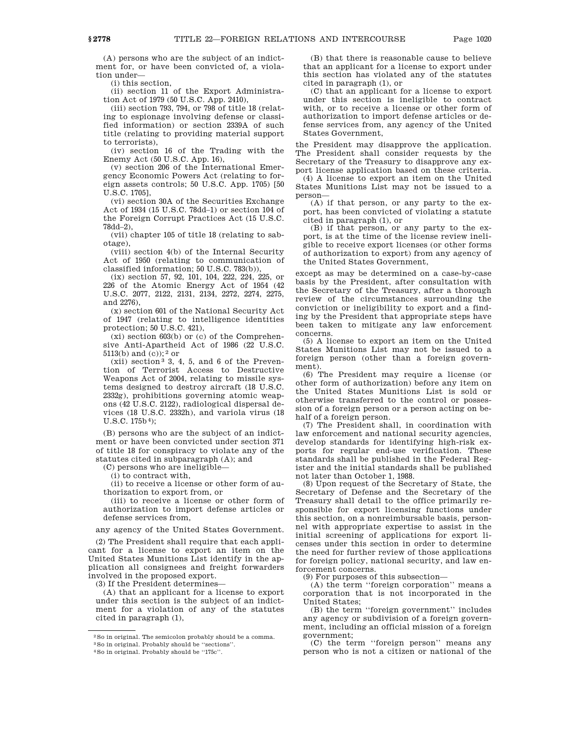(A) persons who are the subject of an indictment for, or have been convicted of, a violation under—

(i) this section,

(ii) section 11 of the Export Administration Act of 1979 (50 U.S.C. App. 2410),

(iii) section 793, 794, or 798 of title 18 (relating to espionage involving defense or classified information) or section 2339A of such title (relating to providing material support to terrorists),

(iv) section 16 of the Trading with the Enemy Act (50 U.S.C. App. 16),

(v) section 206 of the International Emergency Economic Powers Act (relating to foreign assets controls; 50 U.S.C. App. 1705) [50 U.S.C. 1705],

(vi) section 30A of the Securities Exchange Act of 1934 (15 U.S.C. 78dd–1) or section 104 of the Foreign Corrupt Practices Act (15 U.S.C. 78dd–2),

(vii) chapter 105 of title 18 (relating to sabotage),

(viii) section 4(b) of the Internal Security Act of 1950 (relating to communication of classified information; 50 U.S.C. 783(b)),

(ix) section 57, 92, 101, 104, 222, 224, 225, or 226 of the Atomic Energy Act of 1954 (42 U.S.C. 2077, 2122, 2131, 2134, 2272, 2274, 2275, and 2276),

(x) section 601 of the National Security Act of 1947 (relating to intelligence identities protection; 50 U.S.C. 421),

(xi) section 603(b) or (c) of the Comprehensive Anti-Apartheid Act of 1986 (22 U.S.C. 5113(b) and (c));[2] or

(xii) section[3] 3, 4, 5, and 6 of the Prevention of Terrorist Access to Destructive Weapons Act of 2004, relating to missile systems designed to destroy aircraft (18 U.S.C. 2332g), prohibitions governing atomic weapons (42 U.S.C. 2122), radiological dispersal devices (18 U.S.C. 2332h), and variola virus (18 U.S.C. 175b[4]);

(B) persons who are the subject of an indictment or have been convicted under section 371 of title 18 for conspiracy to violate any of the statutes cited in subparagraph (A); and

(C) persons who are ineligible—

(i) to contract with,

(ii) to receive a license or other form of authorization to export from, or

(iii) to receive a license or other form of authorization to import defense articles or defense services from,

any agency of the United States Government.

(2) The President shall require that each applicant for a license to export an item on the United States Munitions List identify in the application all consignees and freight forwarders involved in the proposed export.

(3) If the President determines—

(A) that an applicant for a license to export under this section is the subject of an indictment for a violation of any of the statutes cited in paragraph (1),

(B) that there is reasonable cause to believe that an applicant for a license to export under this section has violated any of the statutes cited in paragraph (1), or

(C) that an applicant for a license to export under this section is ineligible to contract with, or to receive a license or other form of authorization to import defense articles or defense services from, any agency of the United States Government,

the President may disapprove the application. The President shall consider requests by the Secretary of the Treasury to disapprove any export license application based on these criteria.

(4) A license to export an item on the United States Munitions List may not be issued to a person—

(A) if that person, or any party to the export, has been convicted of violating a statute cited in paragraph (1), or

(B) if that person, or any party to the export, is at the time of the license review ineligible to receive export licenses (or other forms of authorization to export) from any agency of the United States Government,

except as may be determined on a case-by-case basis by the President, after consultation with the Secretary of the Treasury, after a thorough review of the circumstances surrounding the conviction or ineligibility to export and a finding by the President that appropriate steps have been taken to mitigate any law enforcement concerns.

(5) A license to export an item on the United States Munitions List may not be issued to a foreign person (other than a foreign government).

(6) The President may require a license (or other form of authorization) before any item on the United States Munitions List is sold or otherwise transferred to the control or possession of a foreign person or a person acting on behalf of a foreign person.

(7) The President shall, in coordination with law enforcement and national security agencies, develop standards for identifying high-risk exports for regular end-use verification. These standards shall be published in the Federal Register and the initial standards shall be published not later than October 1, 1988.

(8) Upon request of the Secretary of State, the Secretary of Defense and the Secretary of the Treasury shall detail to the office primarily responsible for export licensing functions under this section, on a nonreimbursable basis, personnel with appropriate expertise to assist in the initial screening of applications for export licenses under this section in order to determine the need for further review of those applications for foreign policy, national security, and law enforcement concerns.

(9) For purposes of this subsection—

(A) the term ''foreign corporation'' means a corporation that is not incorporated in the United States;

(B) the term ''foreign government'' includes any agency or subdivision of a foreign government, including an official mission of a foreign government;

(C) the term ''foreign person'' means any person who is not a citizen or national of the

---

[2] So in original. The semicolon probably should be a comma.

[3] So in original. Probably should be ''sections''.

[4] So in original. Probably should be ''175c''.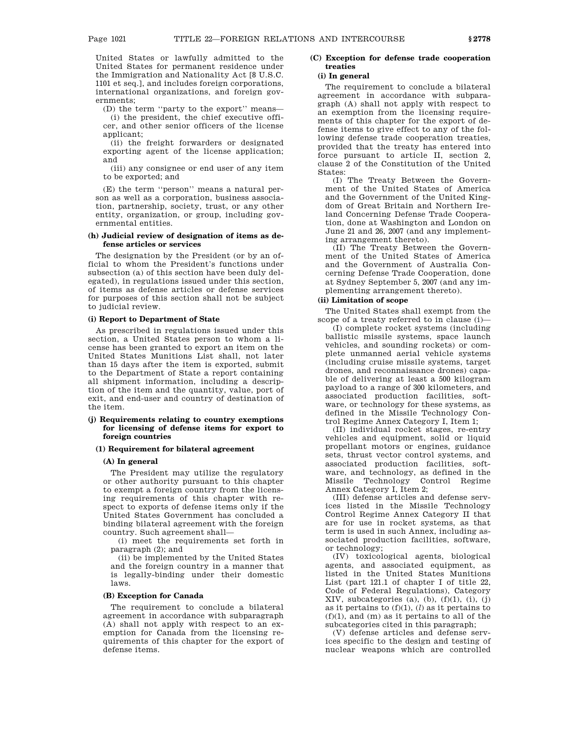United States or lawfully admitted to the United States for permanent residence under the Immigration and Nationality Act [8 U.S.C. 1101 et seq.], and includes foreign corporations, international organizations, and foreign governments;

(D) the term ''party to the export'' means—

(i) the president, the chief executive officer, and other senior officers of the license applicant;

(ii) the freight forwarders or designated exporting agent of the license application; and

(iii) any consignee or end user of any item to be exported; and

(E) the term ''person'' means a natural person as well as a corporation, business association, partnership, society, trust, or any other entity, organization, or group, including governmental entities.

#### (h) Judicial review of designation of items as defense articles or services

The designation by the President (or by an official to whom the President's functions under subsection (a) of this section have been duly delegated), in regulations issued under this section, of items as defense articles or defense services for purposes of this section shall not be subject to judicial review.

#### (i) Report to Department of State

As prescribed in regulations issued under this section, a United States person to whom a license has been granted to export an item on the United States Munitions List shall, not later than 15 days after the item is exported, submit to the Department of State a report containing all shipment information, including a description of the item and the quantity, value, port of exit, and end-user and country of destination of the item.

#### (j) Requirements relating to country exemptions for licensing of defense items for export to foreign countries

##### (1) Requirement for bilateral agreement

###### (A) In general

The President may utilize the regulatory or other authority pursuant to this chapter to exempt a foreign country from the licensing requirements of this chapter with respect to exports of defense items only if the United States Government has concluded a binding bilateral agreement with the foreign country. Such agreement shall—

(i) meet the requirements set forth in paragraph (2); and

(ii) be implemented by the United States and the foreign country in a manner that is legally-binding under their domestic laws.

###### (B) Exception for Canada

The requirement to conclude a bilateral agreement in accordance with subparagraph (A) shall not apply with respect to an exemption for Canada from the licensing requirements of this chapter for the export of defense items.

###### (C) Exception for defense trade cooperation treaties

###### (i) In general

The requirement to conclude a bilateral agreement in accordance with subparagraph (A) shall not apply with respect to an exemption from the licensing requirements of this chapter for the export of defense items to give effect to any of the following defense trade cooperation treaties, provided that the treaty has entered into force pursuant to article II, section 2, clause 2 of the Constitution of the United States:

(I) The Treaty Between the Government of the United States of America and the Government of the United Kingdom of Great Britain and Northern Ireland Concerning Defense Trade Cooperation, done at Washington and London on June 21 and 26, 2007 (and any implementing arrangement thereto).

(II) The Treaty Between the Government of the United States of America and the Government of Australia Concerning Defense Trade Cooperation, done at Sydney September 5, 2007 (and any implementing arrangement thereto).

###### (ii) Limitation of scope

The United States shall exempt from the scope of a treaty referred to in clause (i)—

(I) complete rocket systems (including ballistic missile systems, space launch vehicles, and sounding rockets) or complete unmanned aerial vehicle systems (including cruise missile systems, target drones, and reconnaissance drones) capable of delivering at least a 500 kilogram payload to a range of 300 kilometers, and associated production facilities, software, or technology for these systems, as defined in the Missile Technology Control Regime Annex Category I, Item 1;

(II) individual rocket stages, re-entry vehicles and equipment, solid or liquid propellant motors or engines, guidance sets, thrust vector control systems, and associated production facilities, software, and technology, as defined in the Missile Technology Control Regime Annex Category I, Item 2;

(III) defense articles and defense services listed in the Missile Technology Control Regime Annex Category II that are for use in rocket systems, as that term is used in such Annex, including associated production facilities, software, or technology;

(IV) toxicological agents, biological agents, and associated equipment, as listed in the United States Munitions List (part 121.1 of chapter I of title 22, Code of Federal Regulations), Category XIV, subcategories (a), (b), (f)(1), (i), (j) as it pertains to (f)(1), (*l*) as it pertains to (f)(1), and (m) as it pertains to all of the subcategories cited in this paragraph;

(V) defense articles and defense services specific to the design and testing of nuclear weapons which are controlled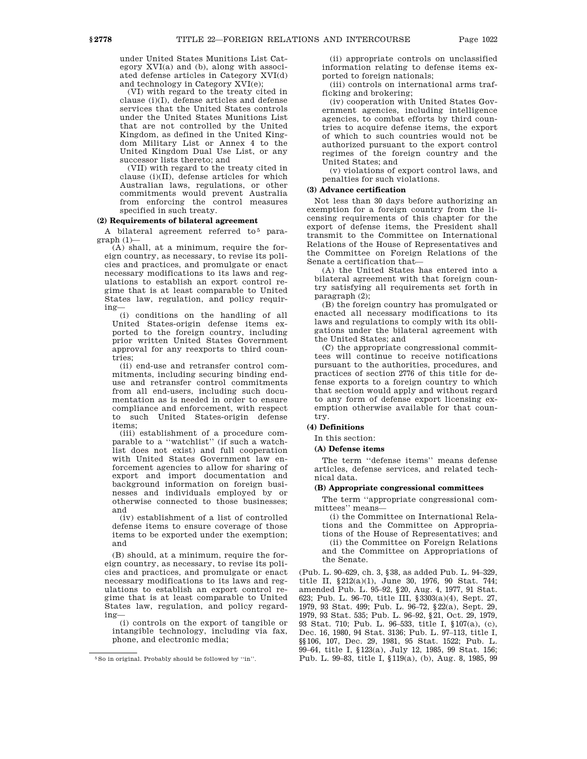under United States Munitions List Category XVI(a) and (b), along with associated defense articles in Category XVI(d) and technology in Category XVI(e);

(VI) with regard to the treaty cited in clause (i)(I), defense articles and defense services that the United States controls under the United States Munitions List that are not controlled by the United Kingdom, as defined in the United Kingdom Military List or Annex 4 to the United Kingdom Dual Use List, or any successor lists thereto; and

(VII) with regard to the treaty cited in clause (i)(II), defense articles for which Australian laws, regulations, or other commitments would prevent Australia from enforcing the control measures specified in such treaty.

**(2) Requirements of bilateral agreement**

A bilateral agreement referred to[5] paragraph (1)—

(A) shall, at a minimum, require the foreign country, as necessary, to revise its policies and practices, and promulgate or enact necessary modifications to its laws and regulations to establish an export control regime that is at least comparable to United States law, regulation, and policy requiring—

(i) conditions on the handling of all United States-origin defense items exported to the foreign country, including prior written United States Government approval for any reexports to third countries;

(ii) end-use and retransfer control commitments, including securing binding end-use and retransfer control commitments from all end-users, including such documentation as is needed in order to ensure compliance and enforcement, with respect to such United States-origin defense items;

(iii) establishment of a procedure comparable to a "watchlist" (if such a watchlist does not exist) and full cooperation with United States Government law enforcement agencies to allow for sharing of export and import documentation and background information on foreign businesses and individuals employed by or otherwise connected to those businesses; and

(iv) establishment of a list of controlled defense items to ensure coverage of those items to be exported under the exemption; and

(B) should, at a minimum, require the foreign country, as necessary, to revise its policies and practices, and promulgate or enact necessary modifications to its laws and regulations to establish an export control regime that is at least comparable to United States law, regulation, and policy regarding—

(i) controls on the export of tangible or intangible technology, including via fax, phone, and electronic media;

(ii) appropriate controls on unclassified information relating to defense items exported to foreign nationals;

(iii) controls on international arms trafficking and brokering;

(iv) cooperation with United States Government agencies, including intelligence agencies, to combat efforts by third countries to acquire defense items, the export of which to such countries would not be authorized pursuant to the export control regimes of the foreign country and the United States; and

(v) violations of export control laws, and penalties for such violations.

**(3) Advance certification**

Not less than 30 days before authorizing an exemption for a foreign country from the licensing requirements of this chapter for the export of defense items, the President shall transmit to the Committee on International Relations of the House of Representatives and the Committee on Foreign Relations of the Senate a certification that—

(A) the United States has entered into a bilateral agreement with that foreign country satisfying all requirements set forth in paragraph (2);

(B) the foreign country has promulgated or enacted all necessary modifications to its laws and regulations to comply with its obligations under the bilateral agreement with the United States; and

(C) the appropriate congressional committees will continue to receive notifications pursuant to the authorities, procedures, and practices of section 2776 of this title for defense exports to a foreign country to which that section would apply and without regard to any form of defense export licensing exemption otherwise available for that country.

**(4) Definitions**

In this section:

**(A) Defense items**

The term "defense items" means defense articles, defense services, and related technical data.

**(B) Appropriate congressional committees**

The term "appropriate congressional committees" means—

(i) the Committee on International Relations and the Committee on Appropriations of the House of Representatives; and

(ii) the Committee on Foreign Relations and the Committee on Appropriations of the Senate.

(Pub. L. 90–629, ch. 3, §38, as added Pub. L. 94–329, title II, §212(a)(1), June 30, 1976, 90 Stat. 744; amended Pub. L. 95–92, §20, Aug. 4, 1977, 91 Stat. 623; Pub. L. 96–70, title III, §3303(a)(4), Sept. 27, 1979, 93 Stat. 499; Pub. L. 96–72, §22(a), Sept. 29, 1979, 93 Stat. 535; Pub. L. 96–92, §21, Oct. 29, 1979, 93 Stat. 710; Pub. L. 96–533, title I, §107(a), (c), Dec. 16, 1980, 94 Stat. 3136; Pub. L. 97–113, title I, §§106, 107, Dec. 29, 1981, 95 Stat. 1522; Pub. L. 99–64, title I, §123(a), July 12, 1985, 99 Stat. 156; Pub. L. 99–83, title I, §119(a), (b), Aug. 8, 1985, 99

[5] So in original. Probably should be followed by "in".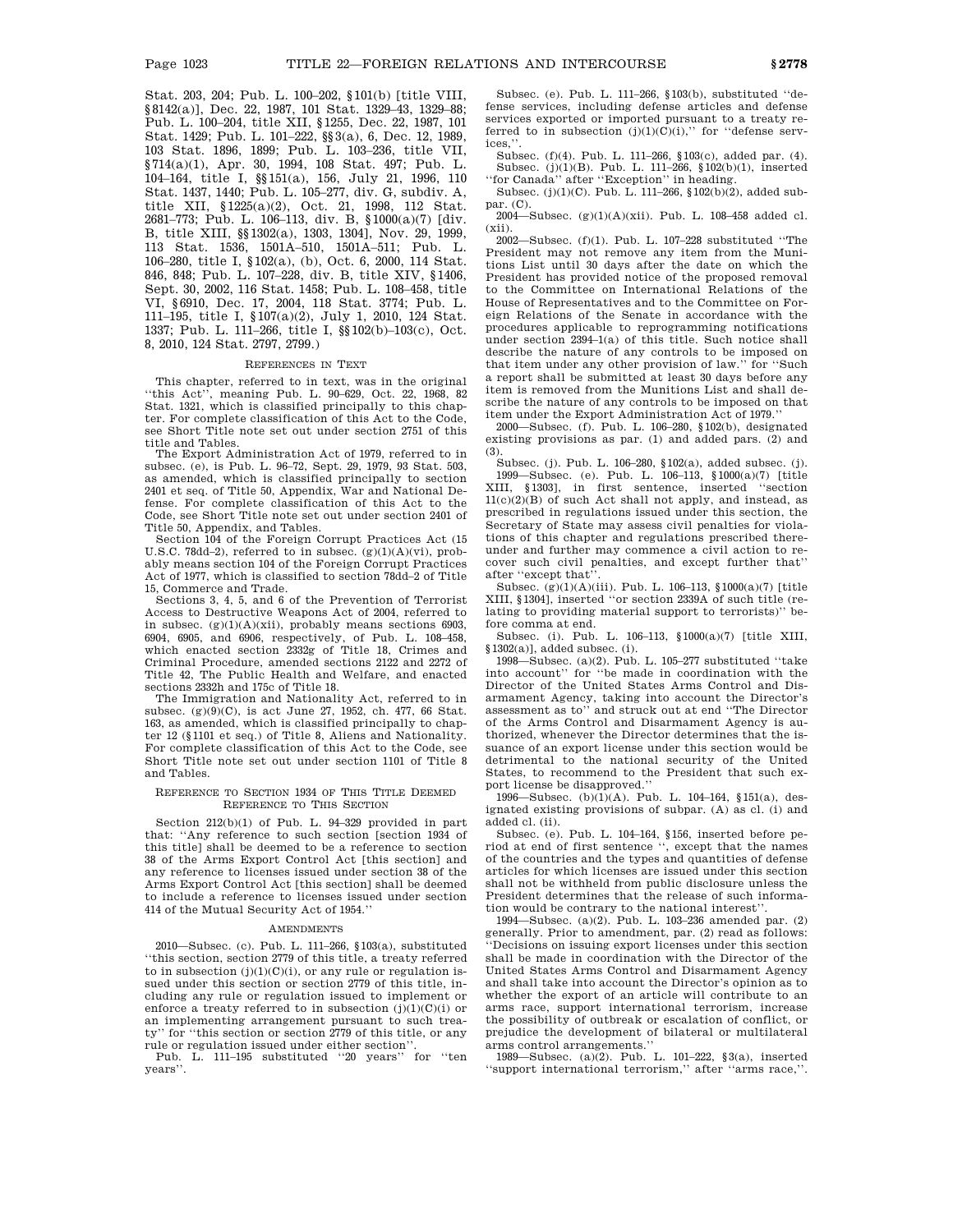Stat. 203, 204; Pub. L. 100–202, §101(b) [title VIII, §8142(a)], Dec. 22, 1987, 101 Stat. 1329–43, 1329–88; Pub. L. 100–204, title XII, §1255, Dec. 22, 1987, 101 Stat. 1429; Pub. L. 101–222, §§3(a), 6, Dec. 12, 1989, 103 Stat. 1896, 1899; Pub. L. 103–236, title VII, §714(a)(1), Apr. 30, 1994, 108 Stat. 497; Pub. L. 104–164, title I, §§151(a), 156, July 21, 1996, 110 Stat. 1437, 1440; Pub. L. 105–277, div. G, subdiv. A, title XII, §1225(a)(2), Oct. 21, 1998, 112 Stat. 2681–773; Pub. L. 106–113, div. B, §1000(a)(7) [div. B, title XIII, §§1302(a), 1303, 1304], Nov. 29, 1999, 113 Stat. 1536, 1501A–510, 1501A–511; Pub. L. 106–280, title I, §102(a), (b), Oct. 6, 2000, 114 Stat. 846, 848; Pub. L. 107–228, div. B, title XIV, §1406, Sept. 30, 2002, 116 Stat. 1458; Pub. L. 108–458, title VI, §6910, Dec. 17, 2004, 118 Stat. 3774; Pub. L. 111–195, title I, §107(a)(2), July 1, 2010, 124 Stat. 1337; Pub. L. 111–266, title I, §§102(b)–103(c), Oct. 8, 2010, 124 Stat. 2797, 2799.)

REFERENCES IN TEXT

This chapter, referred to in text, was in the original "this Act", meaning Pub. L. 90–629, Oct. 22, 1968, 82 Stat. 1321, which is classified principally to this chapter. For complete classification of this Act to the Code, see Short Title note set out under section 2751 of this title and Tables.

The Export Administration Act of 1979, referred to in subsec. (e), is Pub. L. 96–72, Sept. 29, 1979, 93 Stat. 503, as amended, which is classified principally to section 2401 et seq. of Title 50, Appendix, War and National Defense. For complete classification of this Act to the Code, see Short Title note set out under section 2401 of Title 50, Appendix, and Tables.

Section 104 of the Foreign Corrupt Practices Act (15 U.S.C. 78dd–2), referred to in subsec. (g)(1)(A)(vi), probably means section 104 of the Foreign Corrupt Practices Act of 1977, which is classified to section 78dd–2 of Title 15, Commerce and Trade.

Sections 3, 4, 5, and 6 of the Prevention of Terrorist Access to Destructive Weapons Act of 2004, referred to in subsec. (g)(1)(A)(xii), probably means sections 6903, 6904, 6905, and 6906, respectively, of Pub. L. 108–458, which enacted section 2332g of Title 18, Crimes and Criminal Procedure, amended sections 2122 and 2272 of Title 42, The Public Health and Welfare, and enacted sections 2332h and 175c of Title 18.

The Immigration and Nationality Act, referred to in subsec. (g)(9)(C), is act June 27, 1952, ch. 477, 66 Stat. 163, as amended, which is classified principally to chapter 12 (§1101 et seq.) of Title 8, Aliens and Nationality. For complete classification of this Act to the Code, see Short Title note set out under section 1101 of Title 8 and Tables.

REFERENCE TO SECTION 1934 OF THIS TITLE DEEMED REFERENCE TO THIS SECTION

Section 212(b)(1) of Pub. L. 94–329 provided in part that: "Any reference to such section [section 1934 of this title] shall be deemed to be a reference to section 38 of the Arms Export Control Act [this section] and any reference to licenses issued under section 38 of the Arms Export Control Act [this section] shall be deemed to include a reference to licenses issued under section 414 of the Mutual Security Act of 1954."

AMENDMENTS

2010—Subsec. (c). Pub. L. 111–266, §103(a), substituted "this section, section 2779 of this title, a treaty referred to in subsection (j)(1)(C)(i), or any rule or regulation issued under this section or section 2779 of this title, including any rule or regulation issued to implement or enforce a treaty referred to in subsection (j)(1)(C)(i) or an implementing arrangement pursuant to such treaty" for "this section or section 2779 of this title, or any rule or regulation issued under either section".

Pub. L. 111–195 substituted "20 years" for "ten years".

Subsec. (e). Pub. L. 111–266, §103(b), substituted "defense services, including defense articles and defense services exported or imported pursuant to a treaty referred to in subsection (j)(1)(C)(i)," for "defense services,".

Subsec. (f)(4). Pub. L. 111–266, §103(c), added par. (4).

Subsec. (j)(1)(B). Pub. L. 111–266, §102(b)(1), inserted "for Canada" after "Exception" in heading.

Subsec. (j)(1)(C). Pub. L. 111–266, §102(b)(2), added subpar. (C).

2004—Subsec. (g)(1)(A)(xii). Pub. L. 108–458 added cl. (xii).

2002—Subsec. (f)(1). Pub. L. 107–228 substituted "The President may not remove any item from the Munitions List until 30 days after the date on which the President has provided notice of the proposed removal to the Committee on International Relations of the House of Representatives and to the Committee on Foreign Relations of the Senate in accordance with the procedures applicable to reprogramming notifications under section 2394–1(a) of this title. Such notice shall describe the nature of any controls to be imposed on that item under any other provision of law." for "Such a report shall be submitted at least 30 days before any item is removed from the Munitions List and shall describe the nature of any controls to be imposed on that item under the Export Administration Act of 1979."

2000—Subsec. (f). Pub. L. 106–280, §102(b), designated existing provisions as par. (1) and added pars. (2) and (3).

Subsec. (j). Pub. L. 106–280, §102(a), added subsec. (j).

1999—Subsec. (e). Pub. L. 106–113, §1000(a)(7) [title XIII, §1303], in first sentence, inserted "section 11(c)(2)(B) of such Act shall not apply, and instead, as prescribed in regulations issued under this section, the Secretary of State may assess civil penalties for violations of this chapter and regulations prescribed thereunder and further may commence a civil action to recover such civil penalties, and except further that" after "except that".

Subsec. (g)(1)(A)(iii). Pub. L. 106–113, §1000(a)(7) [title XIII, §1304], inserted "or section 2339A of such title (relating to providing material support to terrorists)" before comma at end.

Subsec. (i). Pub. L. 106–113, §1000(a)(7) [title XIII, §1302(a)], added subsec. (i).

1998—Subsec. (a)(2). Pub. L. 105–277 substituted "take into account" for "be made in coordination with the Director of the United States Arms Control and Disarmament Agency, taking into account the Director's assessment as to" and struck out at end "The Director of the Arms Control and Disarmament Agency is authorized, whenever the Director determines that the issuance of an export license under this section would be detrimental to the national security of the United States, to recommend to the President that such export license be disapproved."

1996—Subsec. (b)(1)(A). Pub. L. 104–164, §151(a), designated existing provisions of subpar. (A) as cl. (i) and added cl. (ii).

Subsec. (e). Pub. L. 104–164, §156, inserted before period at end of first sentence ", except that the names of the countries and the types and quantities of defense articles for which licenses are issued under this section shall not be withheld from public disclosure unless the President determines that the release of such information would be contrary to the national interest".

1994—Subsec. (a)(2). Pub. L. 103–236 amended par. (2) generally. Prior to amendment, par. (2) read as follows: "Decisions on issuing export licenses under this section shall be made in coordination with the Director of the United States Arms Control and Disarmament Agency and shall take into account the Director's opinion as to whether the export of an article will contribute to an arms race, support international terrorism, increase the possibility of outbreak or escalation of conflict, or prejudice the development of bilateral or multilateral arms control arrangements."

1989—Subsec. (a)(2). Pub. L. 101–222, §3(a), inserted "support international terrorism," after "arms race,".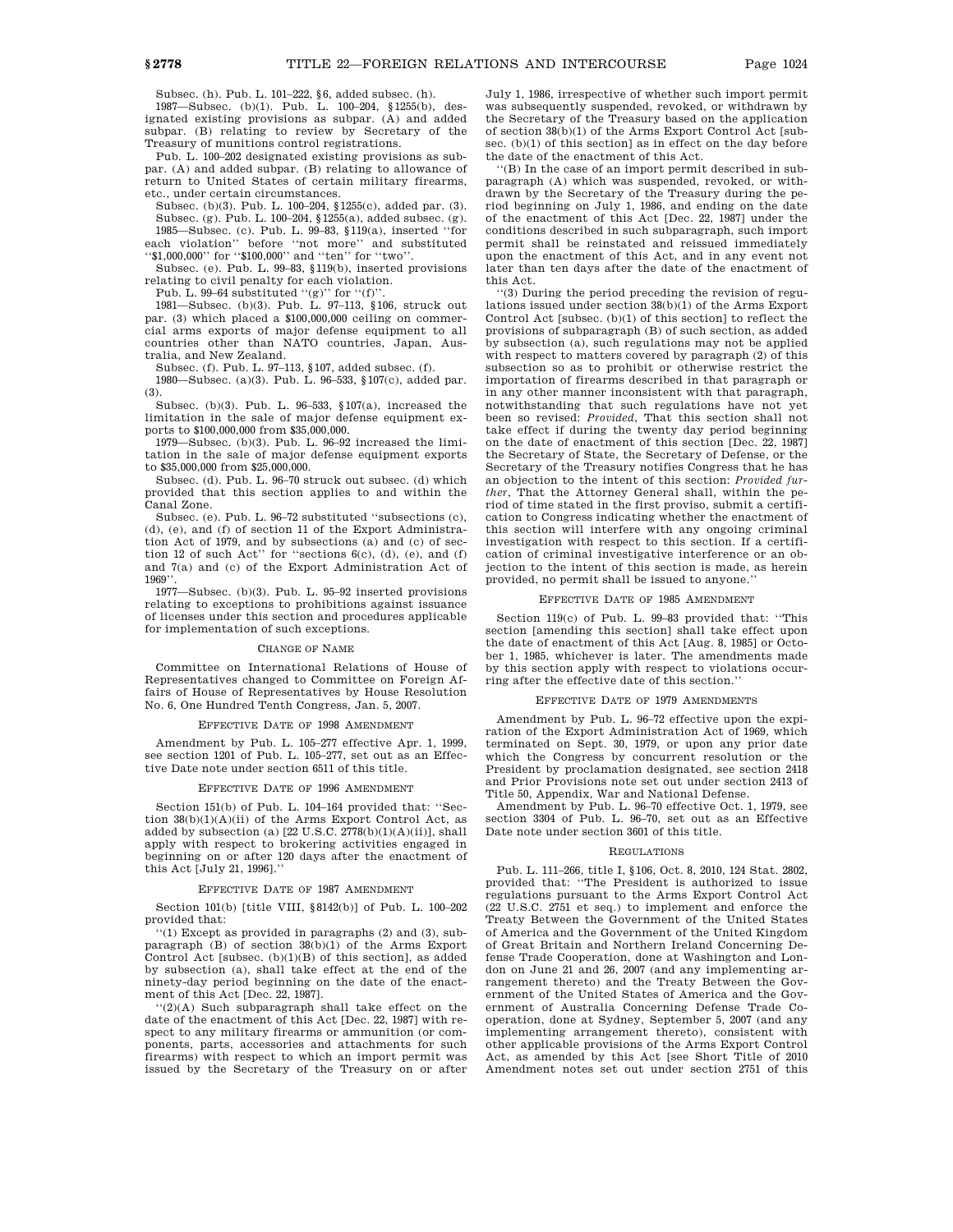Subsec. (h). Pub. L. 101–222, §6, added subsec. (h).

1987—Subsec. (b)(1). Pub. L. 100–204, §1255(b), designated existing provisions as subpar. (A) and added subpar. (B) relating to review by Secretary of the Treasury of munitions control registrations.

Pub. L. 100–202 designated existing provisions as subpar. (A) and added subpar. (B) relating to allowance of return to United States of certain military firearms, etc., under certain circumstances.

Subsec. (b)(3). Pub. L. 100–204, §1255(c), added par. (3).

Subsec. (g). Pub. L. 100–204, §1255(a), added subsec. (g).

1985—Subsec. (c). Pub. L. 99–83, §119(a), inserted "for each violation" before "not more" and substituted "$1,000,000" for "$100,000" and "ten" for "two".

Subsec. (e). Pub. L. 99–83, §119(b), inserted provisions relating to civil penalty for each violation.

Pub. L. 99–64 substituted "(g)" for "(f)".

1981—Subsec. (b)(3). Pub. L. 97–113, §106, struck out par. (3) which placed a $100,000,000 ceiling on commercial arms exports of major defense equipment to all countries other than NATO countries, Japan, Australia, and New Zealand.

Subsec. (f). Pub. L. 97–113, §107, added subsec. (f).

1980—Subsec. (a)(3). Pub. L. 96–533, §107(c), added par. (3).

Subsec. (b)(3). Pub. L. 96–533, §107(a), increased the limitation in the sale of major defense equipment exports to $100,000,000 from $35,000,000.

1979—Subsec. (b)(3). Pub. L. 96–92 increased the limitation in the sale of major defense equipment exports to $35,000,000 from $25,000,000.

Subsec. (d). Pub. L. 96–70 struck out subsec. (d) which provided that this section applies to and within the Canal Zone.

Subsec. (e). Pub. L. 96–72 substituted "subsections (c), (d), (e), and (f) of section 11 of the Export Administration Act of 1979, and by subsections (a) and (c) of section 12 of such Act" for "sections 6(c), (d), (e), and (f) and 7(a) and (c) of the Export Administration Act of 1969".

1977—Subsec. (b)(3). Pub. L. 95–92 inserted provisions relating to exceptions to prohibitions against issuance of licenses under this section and procedures applicable for implementation of such exceptions.

## Change of Name

Committee on International Relations of House of Representatives changed to Committee on Foreign Affairs of House of Representatives by House Resolution No. 6, One Hundred Tenth Congress, Jan. 5, 2007.

## Effective Date of 1998 Amendment

Amendment by Pub. L. 105–277 effective Apr. 1, 1999, see section 1201 of Pub. L. 105–277, set out as an Effective Date note under section 6511 of this title.

## Effective Date of 1996 Amendment

Section 151(b) of Pub. L. 104–164 provided that: "Section 38(b)(1)(A)(ii) of the Arms Export Control Act, as added by subsection (a) [22 U.S.C. 2778(b)(1)(A)(ii)], shall apply with respect to brokering activities engaged in beginning on or after 120 days after the enactment of this Act [July 21, 1996]."

## Effective Date of 1987 Amendment

Section 101(b) [title VIII, §8142(b)] of Pub. L. 100–202 provided that:

"(1) Except as provided in paragraphs (2) and (3), subparagraph (B) of section 38(b)(1) of the Arms Export Control Act [subsec. (b)(1)(B) of this section], as added by subsection (a), shall take effect at the end of the ninety-day period beginning on the date of the enactment of this Act [Dec. 22, 1987].

"(2)(A) Such subparagraph shall take effect on the date of the enactment of this Act [Dec. 22, 1987] with respect to any military firearms or ammunition (or components, parts, accessories and attachments for such firearms) with respect to which an import permit was issued by the Secretary of the Treasury on or after July 1, 1986, irrespective of whether such import permit was subsequently suspended, revoked, or withdrawn by the Secretary of the Treasury based on the application of section 38(b)(1) of the Arms Export Control Act [subsec. (b)(1) of this section] as in effect on the day before the date of the enactment of this Act.

"(B) In the case of an import permit described in subparagraph (A) which was suspended, revoked, or withdrawn by the Secretary of the Treasury during the period beginning on July 1, 1986, and ending on the date of the enactment of this Act [Dec. 22, 1987] under the conditions described in such subparagraph, such import permit shall be reinstated and reissued immediately upon the enactment of this Act, and in any event not later than ten days after the date of the enactment of this Act.

"(3) During the period preceding the revision of regulations issued under section 38(b)(1) of the Arms Export Control Act [subsec. (b)(1) of this section] to reflect the provisions of subparagraph (B) of such section, as added by subsection (a), such regulations may not be applied with respect to matters covered by paragraph (2) of this subsection so as to prohibit or otherwise restrict the importation of firearms described in that paragraph or in any other manner inconsistent with that paragraph, notwithstanding that such regulations have not yet been so revised: *Provided*, That this section shall not take effect if during the twenty day period beginning on the date of enactment of this section [Dec. 22, 1987] the Secretary of State, the Secretary of Defense, or the Secretary of the Treasury notifies Congress that he has an objection to the intent of this section: *Provided further*, That the Attorney General shall, within the period of time stated in the first proviso, submit a certification to Congress indicating whether the enactment of this section will interfere with any ongoing criminal investigation with respect to this section. If a certification of criminal investigative interference or an objection to the intent of this section is made, as herein provided, no permit shall be issued to anyone."

## Effective Date of 1985 Amendment

Section 119(c) of Pub. L. 99–83 provided that: "This section [amending this section] shall take effect upon the date of enactment of this Act [Aug. 8, 1985] or October 1, 1985, whichever is later. The amendments made by this section apply with respect to violations occurring after the effective date of this section."

## Effective Date of 1979 Amendments

Amendment by Pub. L. 96–72 effective upon the expiration of the Export Administration Act of 1969, which terminated on Sept. 30, 1979, or upon any prior date which the Congress by concurrent resolution or the President by proclamation designated, see section 2418 and Prior Provisions note set out under section 2413 of Title 50, Appendix, War and National Defense.

Amendment by Pub. L. 96–70 effective Oct. 1, 1979, see section 3304 of Pub. L. 96–70, set out as an Effective Date note under section 3601 of this title.

## Regulations

Pub. L. 111–266, title I, §106, Oct. 8, 2010, 124 Stat. 2802, provided that: "The President is authorized to issue regulations pursuant to the Arms Export Control Act (22 U.S.C. 2751 et seq.) to implement and enforce the Treaty Between the Government of the United States of America and the Government of the United Kingdom of Great Britain and Northern Ireland Concerning Defense Trade Cooperation, done at Washington and London on June 21 and 26, 2007 (and any implementing arrangement thereto) and the Treaty Between the Government of the United States of America and the Government of Australia Concerning Defense Trade Cooperation, done at Sydney, September 5, 2007 (and any implementing arrangement thereto), consistent with other applicable provisions of the Arms Export Control Act, as amended by this Act [see Short Title of 2010 Amendment notes set out under section 2751 of this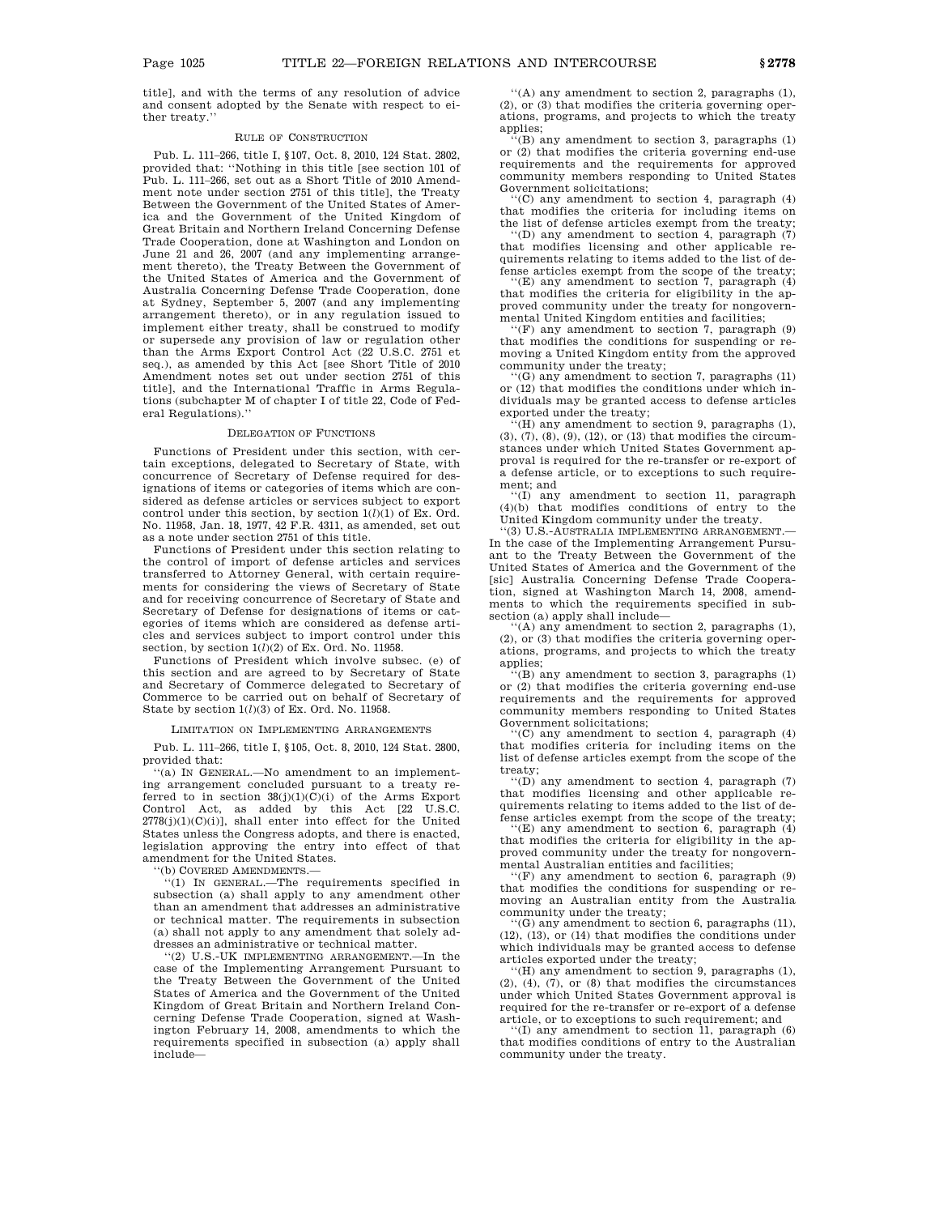title], and with the terms of any resolution of advice and consent adopted by the Senate with respect to either treaty.''

### RULE OF CONSTRUCTION

Pub. L. 111–266, title I, §107, Oct. 8, 2010, 124 Stat. 2802, provided that: ''Nothing in this title [see section 101 of Pub. L. 111–266, set out as a Short Title of 2010 Amendment note under section 2751 of this title], the Treaty Between the Government of the United States of America and the Government of the United Kingdom of Great Britain and Northern Ireland Concerning Defense Trade Cooperation, done at Washington and London on June 21 and 26, 2007 (and any implementing arrangement thereto), the Treaty Between the Government of the United States of America and the Government of Australia Concerning Defense Trade Cooperation, done at Sydney, September 5, 2007 (and any implementing arrangement thereto), or in any regulation issued to implement either treaty, shall be construed to modify or supersede any provision of law or regulation other than the Arms Export Control Act (22 U.S.C. 2751 et seq.), as amended by this Act [see Short Title of 2010 Amendment notes set out under section 2751 of this title], and the International Traffic in Arms Regulations (subchapter M of chapter I of title 22, Code of Federal Regulations).''

### DELEGATION OF FUNCTIONS

Functions of President under this section, with certain exceptions, delegated to Secretary of State, with concurrence of Secretary of Defense required for designations of items or categories of items which are considered as defense articles or services subject to export control under this section, by section 1(*l*)(1) of Ex. Ord. No. 11958, Jan. 18, 1977, 42 F.R. 4311, as amended, set out as a note under section 2751 of this title.

Functions of President under this section relating to the control of import of defense articles and services transferred to Attorney General, with certain requirements for considering the views of Secretary of State and for receiving concurrence of Secretary of State and Secretary of Defense for designations of items or categories of items which are considered as defense articles and services subject to import control under this section, by section 1(*l*)(2) of Ex. Ord. No. 11958.

Functions of President which involve subsec. (e) of this section and are agreed to by Secretary of State and Secretary of Commerce delegated to Secretary of Commerce to be carried out on behalf of Secretary of State by section 1(*l*)(3) of Ex. Ord. No. 11958.

### LIMITATION ON IMPLEMENTING ARRANGEMENTS

Pub. L. 111–266, title I, §105, Oct. 8, 2010, 124 Stat. 2800, provided that:

''(a) IN GENERAL.—No amendment to an implementing arrangement concluded pursuant to a treaty referred to in section 38(j)(1)(C)(i) of the Arms Export Control Act, as added by this Act [22 U.S.C. 2778(j)(1)(C)(i)], shall enter into effect for the United States unless the Congress adopts, and there is enacted, legislation approving the entry into effect of that amendment for the United States.

''(b) COVERED AMENDMENTS.—

''(1) IN GENERAL.—The requirements specified in subsection (a) shall apply to any amendment other than an amendment that addresses an administrative or technical matter. The requirements in subsection (a) shall not apply to any amendment that solely addresses an administrative or technical matter.

''(2) U.S.-UK IMPLEMENTING ARRANGEMENT.—In the case of the Implementing Arrangement Pursuant to the Treaty Between the Government of the United States of America and the Government of the United Kingdom of Great Britain and Northern Ireland Concerning Defense Trade Cooperation, signed at Washington February 14, 2008, amendments to which the requirements specified in subsection (a) apply shall include—

''(A) any amendment to section 2, paragraphs (1), (2), or (3) that modifies the criteria governing operations, programs, and projects to which the treaty applies;

''(B) any amendment to section 3, paragraphs (1) or (2) that modifies the criteria governing end-use requirements and the requirements for approved community members responding to United States Government solicitations;

''(C) any amendment to section 4, paragraph (4) that modifies the criteria for including items on the list of defense articles exempt from the treaty;

''(D) any amendment to section 4, paragraph (7) that modifies licensing and other applicable requirements relating to items added to the list of defense articles exempt from the scope of the treaty;

''(E) any amendment to section 7, paragraph (4) that modifies the criteria for eligibility in the approved community under the treaty for nongovernmental United Kingdom entities and facilities;

''(F) any amendment to section 7, paragraph (9) that modifies the conditions for suspending or removing a United Kingdom entity from the approved community under the treaty;

''(G) any amendment to section 7, paragraphs (11) or (12) that modifies the conditions under which individuals may be granted access to defense articles exported under the treaty;

''(H) any amendment to section 9, paragraphs (1), (3), (7), (8), (9), (12), or (13) that modifies the circumstances under which United States Government approval is required for the re-transfer or re-export of a defense article, or to exceptions to such requirement; and

''(I) any amendment to section 11, paragraph (4)(b) that modifies conditions of entry to the United Kingdom community under the treaty.

''(3) U.S.-AUSTRALIA IMPLEMENTING ARRANGEMENT.—In the case of the Implementing Arrangement Pursuant to the Treaty Between the Government of the United States of America and the Government of the [sic] Australia Concerning Defense Trade Cooperation, signed at Washington March 14, 2008, amendments to which the requirements specified in subsection (a) apply shall include—

''(A) any amendment to section 2, paragraphs (1), (2), or (3) that modifies the criteria governing operations, programs, and projects to which the treaty applies;

''(B) any amendment to section 3, paragraphs (1) or (2) that modifies the criteria governing end-use requirements and the requirements for approved community members responding to United States Government solicitations;

''(C) any amendment to section 4, paragraph (4) that modifies criteria for including items on the list of defense articles exempt from the scope of the treaty;

''(D) any amendment to section 4, paragraph (7) that modifies licensing and other applicable requirements relating to items added to the list of defense articles exempt from the scope of the treaty;

''(E) any amendment to section 6, paragraph (4) that modifies the criteria for eligibility in the approved community under the treaty for nongovernmental Australian entities and facilities;

''(F) any amendment to section 6, paragraph (9) that modifies the conditions for suspending or removing an Australian entity from the Australia community under the treaty;

''(G) any amendment to section 6, paragraphs (11), (12), (13), or (14) that modifies the conditions under which individuals may be granted access to defense articles exported under the treaty;

''(H) any amendment to section 9, paragraphs (1), (2), (4), (7), or (8) that modifies the circumstances under which United States Government approval is required for the re-transfer or re-export of a defense article, or to exceptions to such requirement; and

''(I) any amendment to section 11, paragraph (6) that modifies conditions of entry to the Australian community under the treaty.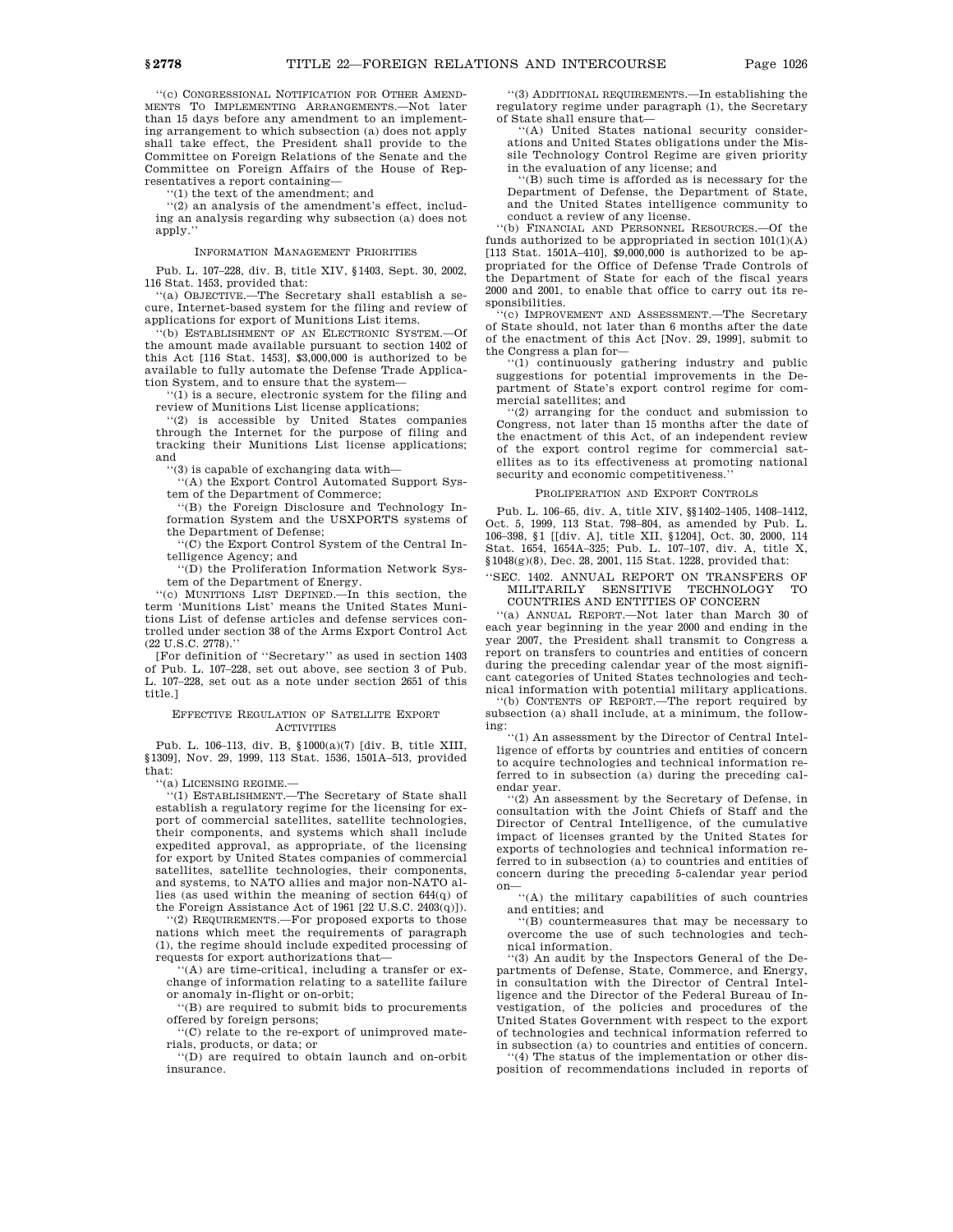''(c) CONGRESSIONAL NOTIFICATION FOR OTHER AMENDMENTS TO IMPLEMENTING ARRANGEMENTS.—Not later than 15 days before any amendment to an implementing arrangement to which subsection (a) does not apply shall take effect, the President shall provide to the Committee on Foreign Relations of the Senate and the Committee on Foreign Affairs of the House of Representatives a report containing—

''(1) the text of the amendment; and

''(2) an analysis of the amendment's effect, including an analysis regarding why subsection (a) does not apply.''

### INFORMATION MANAGEMENT PRIORITIES

Pub. L. 107–228, div. B, title XIV, §1403, Sept. 30, 2002, 116 Stat. 1453, provided that:

''(a) OBJECTIVE.—The Secretary shall establish a secure, Internet-based system for the filing and review of applications for export of Munitions List items.

''(b) ESTABLISHMENT OF AN ELECTRONIC SYSTEM.—Of the amount made available pursuant to section 1402 of this Act [116 Stat. 1453], $3,000,000 is authorized to be available to fully automate the Defense Trade Application System, and to ensure that the system—

''(1) is a secure, electronic system for the filing and review of Munitions List license applications;

''(2) is accessible by United States companies through the Internet for the purpose of filing and tracking their Munitions List license applications; and

''(3) is capable of exchanging data with—

''(A) the Export Control Automated Support System of the Department of Commerce;

''(B) the Foreign Disclosure and Technology Information System and the USXPORTS systems of the Department of Defense;

''(C) the Export Control System of the Central Intelligence Agency; and

''(D) the Proliferation Information Network System of the Department of Energy.

''(c) MUNITIONS LIST DEFINED.—In this section, the term 'Munitions List' means the United States Munitions List of defense articles and defense services controlled under section 38 of the Arms Export Control Act (22 U.S.C. 2778).''

[For definition of ''Secretary'' as used in section 1403 of Pub. L. 107–228, set out above, see section 3 of Pub. L. 107–228, set out as a note under section 2651 of this title.]

### EFFECTIVE REGULATION OF SATELLITE EXPORT ACTIVITIES

Pub. L. 106–113, div. B, §1000(a)(7) [div. B, title XIII, §1309], Nov. 29, 1999, 113 Stat. 1536, 1501A–513, provided that:

''(a) LICENSING REGIME.—

''(1) ESTABLISHMENT.—The Secretary of State shall establish a regulatory regime for the licensing for export of commercial satellites, satellite technologies, their components, and systems which shall include expedited approval, as appropriate, of the licensing for export by United States companies of commercial satellites, satellite technologies, their components, and systems, to NATO allies and major non-NATO allies (as used within the meaning of section 644(q) of the Foreign Assistance Act of 1961 [22 U.S.C. 2403(q)]).

''(2) REQUIREMENTS.—For proposed exports to those nations which meet the requirements of paragraph (1), the regime should include expedited processing of requests for export authorizations that—

''(A) are time-critical, including a transfer or exchange of information relating to a satellite failure or anomaly in-flight or on-orbit;

''(B) are required to submit bids to procurements offered by foreign persons;

''(C) relate to the re-export of unimproved materials, products, or data; or

''(D) are required to obtain launch and on-orbit insurance.

''(3) ADDITIONAL REQUIREMENTS.—In establishing the regulatory regime under paragraph (1), the Secretary of State shall ensure that—

''(A) United States national security considerations and United States obligations under the Missile Technology Control Regime are given priority in the evaluation of any license; and

''(B) such time is afforded as is necessary for the Department of Defense, the Department of State, and the United States intelligence community to conduct a review of any license.

''(b) FINANCIAL AND PERSONNEL RESOURCES.—Of the funds authorized to be appropriated in section 101(1)(A) [113 Stat. 1501A–410], $9,000,000 is authorized to be appropriated for the Office of Defense Trade Controls of the Department of State for each of the fiscal years 2000 and 2001, to enable that office to carry out its responsibilities.

''(c) IMPROVEMENT AND ASSESSMENT.—The Secretary of State should, not later than 6 months after the date of the enactment of this Act [Nov. 29, 1999], submit to the Congress a plan for—

''(1) continuously gathering industry and public suggestions for potential improvements in the Department of State's export control regime for commercial satellites; and

''(2) arranging for the conduct and submission to Congress, not later than 15 months after the date of the enactment of this Act, of an independent review of the export control regime for commercial satellites as to its effectiveness at promoting national security and economic competitiveness.''

### PROLIFERATION AND EXPORT CONTROLS

Pub. L. 106–65, div. A, title XIV, §§1402–1405, 1408–1412, Oct. 5, 1999, 113 Stat. 798–804, as amended by Pub. L. 106–398, §1 [[div. A], title XII, §1204], Oct. 30, 2000, 114 Stat. 1654, 1654A–325; Pub. L. 107–107, div. A, title X, §1048(g)(8), Dec. 28, 2001, 115 Stat. 1228, provided that:

''SEC. 1402. ANNUAL REPORT ON TRANSFERS OF MILITARILY SENSITIVE TECHNOLOGY TO COUNTRIES AND ENTITIES OF CONCERN

''(a) ANNUAL REPORT.—Not later than March 30 of each year beginning in the year 2000 and ending in the year 2007, the President shall transmit to Congress a report on transfers to countries and entities of concern during the preceding calendar year of the most significant categories of United States technologies and technical information with potential military applications.

''(b) CONTENTS OF REPORT.—The report required by subsection (a) shall include, at a minimum, the following:

''(1) An assessment by the Director of Central Intelligence of efforts by countries and entities of concern to acquire technologies and technical information referred to in subsection (a) during the preceding calendar year.

''(2) An assessment by the Secretary of Defense, in consultation with the Joint Chiefs of Staff and the Director of Central Intelligence, of the cumulative impact of licenses granted by the United States for exports of technologies and technical information referred to in subsection (a) to countries and entities of concern during the preceding 5-calendar year period on—

''(A) the military capabilities of such countries and entities; and

''(B) countermeasures that may be necessary to overcome the use of such technologies and technical information.

''(3) An audit by the Inspectors General of the Departments of Defense, State, Commerce, and Energy, in consultation with the Director of Central Intelligence and the Director of the Federal Bureau of Investigation, of the policies and procedures of the United States Government with respect to the export of technologies and technical information referred to in subsection (a) to countries and entities of concern.

''(4) The status of the implementation or other disposition of recommendations included in reports of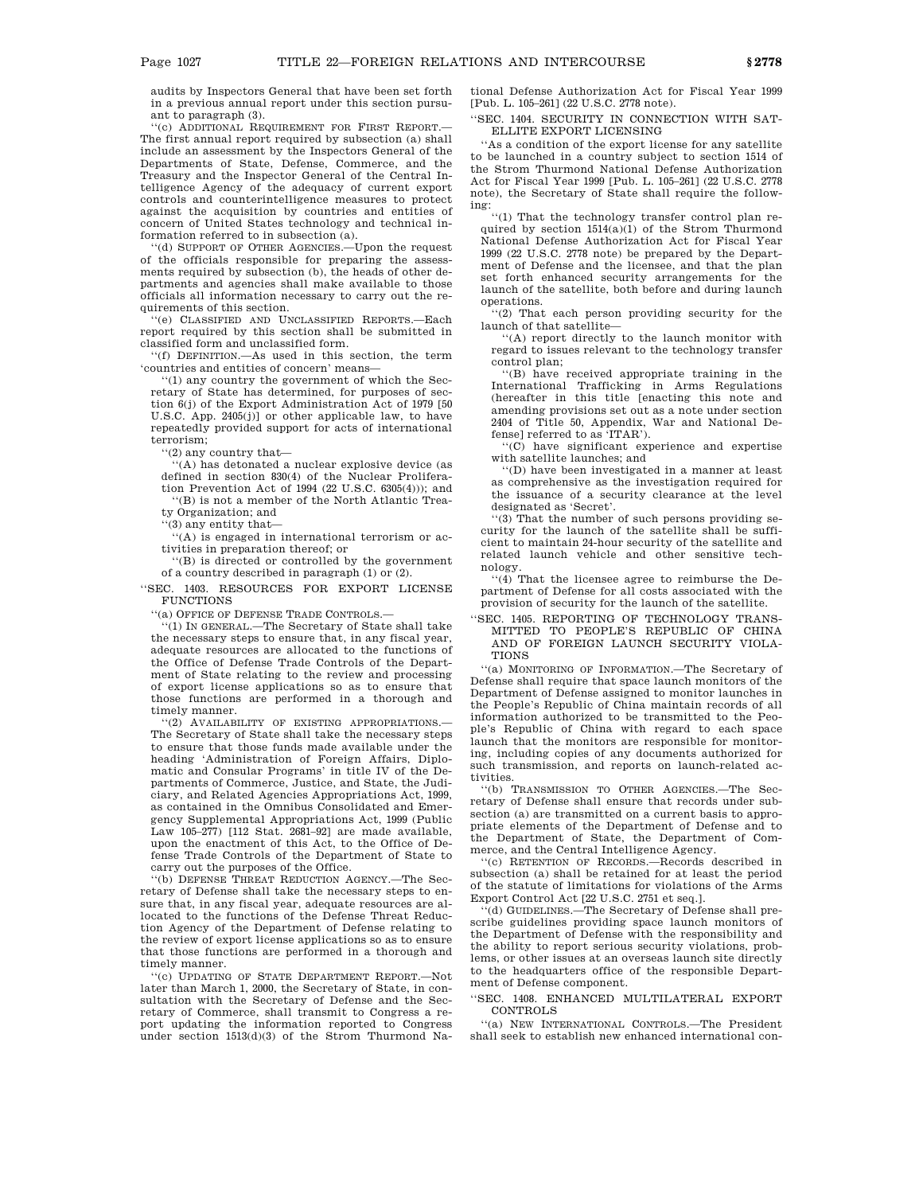audits by Inspectors General that have been set forth in a previous annual report under this section pursuant to paragraph (3).

''(c) ADDITIONAL REQUIREMENT FOR FIRST REPORT.—The first annual report required by subsection (a) shall include an assessment by the Inspectors General of the Departments of State, Defense, Commerce, and the Treasury and the Inspector General of the Central Intelligence Agency of the adequacy of current export controls and counterintelligence measures to protect against the acquisition by countries and entities of concern of United States technology and technical information referred to in subsection (a).

''(d) SUPPORT OF OTHER AGENCIES.—Upon the request of the officials responsible for preparing the assessments required by subsection (b), the heads of other departments and agencies shall make available to those officials all information necessary to carry out the requirements of this section.

''(e) CLASSIFIED AND UNCLASSIFIED REPORTS.—Each report required by this section shall be submitted in classified form and unclassified form.

''(f) DEFINITION.—As used in this section, the term 'countries and entities of concern' means—

''(1) any country the government of which the Secretary of State has determined, for purposes of section 6(j) of the Export Administration Act of 1979 [50 U.S.C. App. 2405(j)] or other applicable law, to have repeatedly provided support for acts of international terrorism;

''(2) any country that—

''(A) has detonated a nuclear explosive device (as defined in section 830(4) of the Nuclear Proliferation Prevention Act of 1994 (22 U.S.C. 6305(4))); and

''(B) is not a member of the North Atlantic Treaty Organization; and

''(3) any entity that—

''(A) is engaged in international terrorism or activities in preparation thereof; or

''(B) is directed or controlled by the government of a country described in paragraph (1) or (2).

''SEC. 1403. RESOURCES FOR EXPORT LICENSE FUNCTIONS

''(a) OFFICE OF DEFENSE TRADE CONTROLS.—

''(1) IN GENERAL.—The Secretary of State shall take the necessary steps to ensure that, in any fiscal year, adequate resources are allocated to the functions of the Office of Defense Trade Controls of the Department of State relating to the review and processing of export license applications so as to ensure that those functions are performed in a thorough and timely manner.

''(2) AVAILABILITY OF EXISTING APPROPRIATIONS.—The Secretary of State shall take the necessary steps to ensure that those funds made available under the heading 'Administration of Foreign Affairs, Diplomatic and Consular Programs' in title IV of the Departments of Commerce, Justice, and State, the Judiciary, and Related Agencies Appropriations Act, 1999, as contained in the Omnibus Consolidated and Emergency Supplemental Appropriations Act, 1999 (Public Law 105–277) [112 Stat. 2681–92] are made available, upon the enactment of this Act, to the Office of Defense Trade Controls of the Department of State to carry out the purposes of the Office.

''(b) DEFENSE THREAT REDUCTION AGENCY.—The Secretary of Defense shall take the necessary steps to ensure that, in any fiscal year, adequate resources are allocated to the functions of the Defense Threat Reduction Agency of the Department of Defense relating to the review of export license applications so as to ensure that those functions are performed in a thorough and timely manner.

''(c) UPDATING OF STATE DEPARTMENT REPORT.—Not later than March 1, 2000, the Secretary of State, in consultation with the Secretary of Defense and the Secretary of Commerce, shall transmit to Congress a report updating the information reported to Congress under section 1513(d)(3) of the Strom Thurmond National Defense Authorization Act for Fiscal Year 1999 [Pub. L. 105–261] (22 U.S.C. 2778 note).

''SEC. 1404. SECURITY IN CONNECTION WITH SATELLITE EXPORT LICENSING

''As a condition of the export license for any satellite to be launched in a country subject to section 1514 of the Strom Thurmond National Defense Authorization Act for Fiscal Year 1999 [Pub. L. 105–261] (22 U.S.C. 2778 note), the Secretary of State shall require the following:

''(1) That the technology transfer control plan required by section 1514(a)(1) of the Strom Thurmond National Defense Authorization Act for Fiscal Year 1999 (22 U.S.C. 2778 note) be prepared by the Department of Defense and the licensee, and that the plan set forth enhanced security arrangements for the launch of the satellite, both before and during launch operations.

''(2) That each person providing security for the launch of that satellite—

''(A) report directly to the launch monitor with regard to issues relevant to the technology transfer control plan;

''(B) have received appropriate training in the International Trafficking in Arms Regulations (hereafter in this title [enacting this note and amending provisions set out as a note under section 2404 of Title 50, Appendix, War and National Defense] referred to as 'ITAR').

''(C) have significant experience and expertise with satellite launches; and

''(D) have been investigated in a manner at least as comprehensive as the investigation required for the issuance of a security clearance at the level designated as 'Secret'.

''(3) That the number of such persons providing security for the launch of the satellite shall be sufficient to maintain 24-hour security of the satellite and related launch vehicle and other sensitive technology.

''(4) That the licensee agree to reimburse the Department of Defense for all costs associated with the provision of security for the launch of the satellite.

''SEC. 1405. REPORTING OF TECHNOLOGY TRANSMITTED TO PEOPLE'S REPUBLIC OF CHINA AND OF FOREIGN LAUNCH SECURITY VIOLATIONS

''(a) MONITORING OF INFORMATION.—The Secretary of Defense shall require that space launch monitors of the Department of Defense assigned to monitor launches in the People's Republic of China maintain records of all information authorized to be transmitted to the People's Republic of China with regard to each space launch that the monitors are responsible for monitoring, including copies of any documents authorized for such transmission, and reports on launch-related activities.

''(b) TRANSMISSION TO OTHER AGENCIES.—The Secretary of Defense shall ensure that records under subsection (a) are transmitted on a current basis to appropriate elements of the Department of Defense and to the Department of State, the Department of Commerce, and the Central Intelligence Agency.

''(c) RETENTION OF RECORDS.—Records described in subsection (a) shall be retained for at least the period of the statute of limitations for violations of the Arms Export Control Act [22 U.S.C. 2751 et seq.].

''(d) GUIDELINES.—The Secretary of Defense shall prescribe guidelines providing space launch monitors of the Department of Defense with the responsibility and the ability to report serious security violations, problems, or other issues at an overseas launch site directly to the headquarters office of the responsible Department of Defense component.

''SEC. 1408. ENHANCED MULTILATERAL EXPORT CONTROLS

''(a) NEW INTERNATIONAL CONTROLS.—The President shall seek to establish new enhanced international con-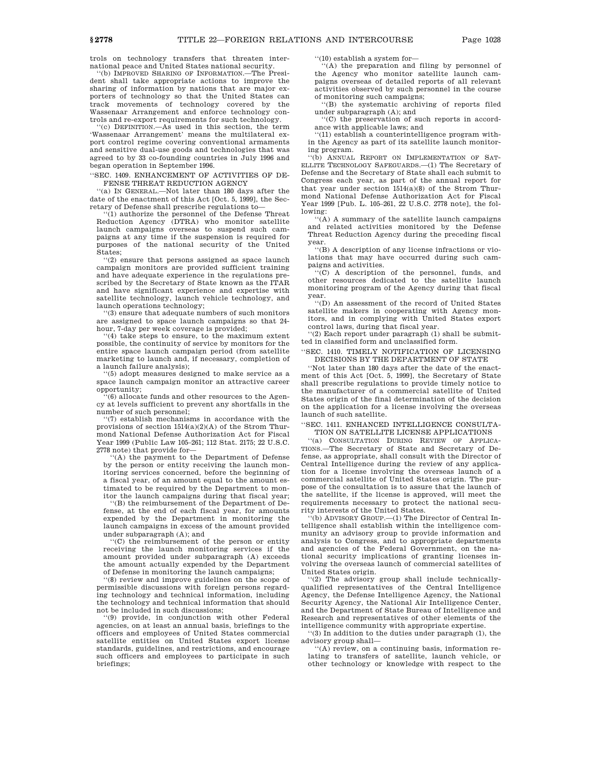trols on technology transfers that threaten international peace and United States national security.

''(b) IMPROVED SHARING OF INFORMATION.—The President shall take appropriate actions to improve the sharing of information by nations that are major exporters of technology so that the United States can track movements of technology covered by the Wassenaar Arrangement and enforce technology controls and re-export requirements for such technology.

''(c) DEFINITION.—As used in this section, the term 'Wassenaar Arrangement' means the multilateral export control regime covering conventional armaments and sensitive dual-use goods and technologies that was agreed to by 33 co-founding countries in July 1996 and began operation in September 1996.

''SEC. 1409. ENHANCEMENT OF ACTIVITIES OF DEFENSE THREAT REDUCTION AGENCY

''(a) IN GENERAL.—Not later than 180 days after the date of the enactment of this Act [Oct. 5, 1999], the Secretary of Defense shall prescribe regulations to—

''(1) authorize the personnel of the Defense Threat Reduction Agency (DTRA) who monitor satellite launch campaigns overseas to suspend such campaigns at any time if the suspension is required for purposes of the national security of the United States;

''(2) ensure that persons assigned as space launch campaign monitors are provided sufficient training and have adequate experience in the regulations prescribed by the Secretary of State known as the ITAR and have significant experience and expertise with satellite technology, launch vehicle technology, and launch operations technology;

''(3) ensure that adequate numbers of such monitors are assigned to space launch campaigns so that 24-hour, 7-day per week coverage is provided;

''(4) take steps to ensure, to the maximum extent possible, the continuity of service by monitors for the entire space launch campaign period (from satellite marketing to launch and, if necessary, completion of a launch failure analysis);

''(5) adopt measures designed to make service as a space launch campaign monitor an attractive career opportunity;

''(6) allocate funds and other resources to the Agency at levels sufficient to prevent any shortfalls in the number of such personnel;

''(7) establish mechanisms in accordance with the provisions of section 1514(a)(2)(A) of the Strom Thurmond National Defense Authorization Act for Fiscal Year 1999 (Public Law 105–261; 112 Stat. 2175; 22 U.S.C. 2778 note) that provide for—

''(A) the payment to the Department of Defense by the person or entity receiving the launch monitoring services concerned, before the beginning of a fiscal year, of an amount equal to the amount estimated to be required by the Department to monitor the launch campaigns during that fiscal year;

''(B) the reimbursement of the Department of Defense, at the end of each fiscal year, for amounts expended by the Department in monitoring the launch campaigns in excess of the amount provided under subparagraph (A); and

''(C) the reimbursement of the person or entity receiving the launch monitoring services if the amount provided under subparagraph (A) exceeds the amount actually expended by the Department of Defense in monitoring the launch campaigns;

''(8) review and improve guidelines on the scope of permissible discussions with foreign persons regarding technology and technical information, including the technology and technical information that should not be included in such discussions;

''(9) provide, in conjunction with other Federal agencies, on at least an annual basis, briefings to the officers and employees of United States commercial satellite entities on United States export license standards, guidelines, and restrictions, and encourage such officers and employees to participate in such briefings;

''(10) establish a system for—

''(A) the preparation and filing by personnel of the Agency who monitor satellite launch campaigns overseas of detailed reports of all relevant activities observed by such personnel in the course of monitoring such campaigns;

''(B) the systematic archiving of reports filed under subparagraph (A); and

''(C) the preservation of such reports in accordance with applicable laws; and

''(11) establish a counterintelligence program within the Agency as part of its satellite launch monitoring program.

''(b) ANNUAL REPORT ON IMPLEMENTATION OF SATELLITE TECHNOLOGY SAFEGUARDS.—(1) The Secretary of Defense and the Secretary of State shall each submit to Congress each year, as part of the annual report for that year under section 1514(a)(8) of the Strom Thurmond National Defense Authorization Act for Fiscal Year 1999 [Pub. L. 105–261, 22 U.S.C. 2778 note], the following:

''(A) A summary of the satellite launch campaigns and related activities monitored by the Defense Threat Reduction Agency during the preceding fiscal year.

''(B) A description of any license infractions or violations that may have occurred during such campaigns and activities.

''(C) A description of the personnel, funds, and other resources dedicated to the satellite launch monitoring program of the Agency during that fiscal year.

''(D) An assessment of the record of United States satellite makers in cooperating with Agency monitors, and in complying with United States export control laws, during that fiscal year.

''(2) Each report under paragraph (1) shall be submitted in classified form and unclassified form.

''SEC. 1410. TIMELY NOTIFICATION OF LICENSING DECISIONS BY THE DEPARTMENT OF STATE

''Not later than 180 days after the date of the enactment of this Act [Oct. 5, 1999], the Secretary of State shall prescribe regulations to provide timely notice to the manufacturer of a commercial satellite of United States origin of the final determination of the decision on the application for a license involving the overseas launch of such satellite.

''SEC. 1411. ENHANCED INTELLIGENCE CONSULTATION ON SATELLITE LICENSE APPLICATIONS

''(a) CONSULTATION DURING REVIEW OF APPLICATIONS.—The Secretary of State and Secretary of Defense, as appropriate, shall consult with the Director of Central Intelligence during the review of any application for a license involving the overseas launch of a commercial satellite of United States origin. The purpose of the consultation is to assure that the launch of the satellite, if the license is approved, will meet the requirements necessary to protect the national security interests of the United States.

''(b) ADVISORY GROUP.—(1) The Director of Central Intelligence shall establish within the intelligence community an advisory group to provide information and analysis to Congress, and to appropriate departments and agencies of the Federal Government, on the national security implications of granting licenses involving the overseas launch of commercial satellites of United States origin.

''(2) The advisory group shall include technically-qualified representatives of the Central Intelligence Agency, the Defense Intelligence Agency, the National Security Agency, the National Air Intelligence Center, and the Department of State Bureau of Intelligence and Research and representatives of other elements of the intelligence community with appropriate expertise.

''(3) In addition to the duties under paragraph (1), the advisory group shall—

''(A) review, on a continuing basis, information relating to transfers of satellite, launch vehicle, or other technology or knowledge with respect to the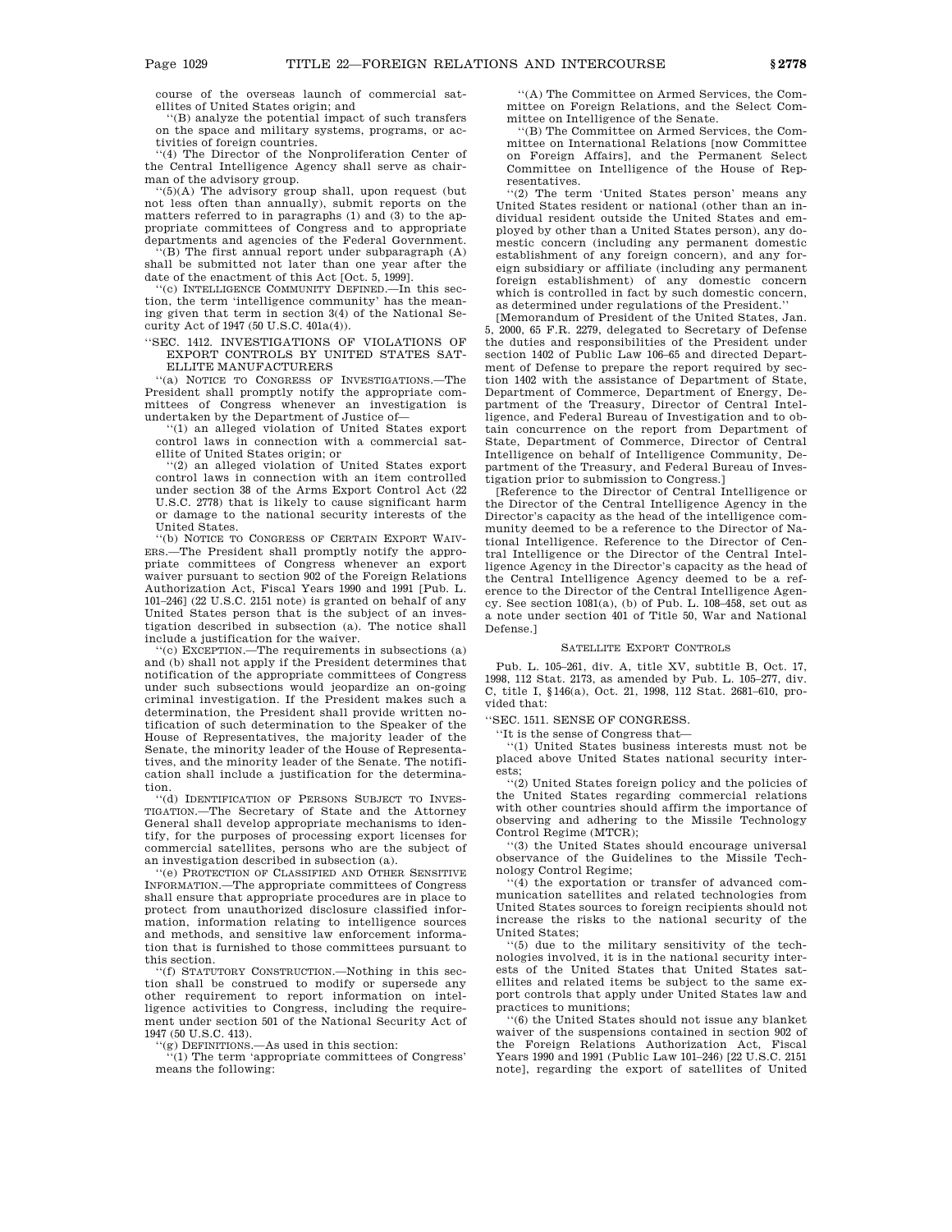course of the overseas launch of commercial satellites of United States origin; and

''(B) analyze the potential impact of such transfers on the space and military systems, programs, or activities of foreign countries.

''(4) The Director of the Nonproliferation Center of the Central Intelligence Agency shall serve as chairman of the advisory group.

''(5)(A) The advisory group shall, upon request (but not less often than annually), submit reports on the matters referred to in paragraphs (1) and (3) to the appropriate committees of Congress and to appropriate departments and agencies of the Federal Government.

''(B) The first annual report under subparagraph (A) shall be submitted not later than one year after the date of the enactment of this Act [Oct. 5, 1999].

''(c) INTELLIGENCE COMMUNITY DEFINED.—In this section, the term 'intelligence community' has the meaning given that term in section 3(4) of the National Security Act of 1947 (50 U.S.C. 401a(4)).

''SEC. 1412. INVESTIGATIONS OF VIOLATIONS OF EXPORT CONTROLS BY UNITED STATES SATELLITE MANUFACTURERS

''(a) NOTICE TO CONGRESS OF INVESTIGATIONS.—The President shall promptly notify the appropriate committees of Congress whenever an investigation is undertaken by the Department of Justice of—

''(1) an alleged violation of United States export control laws in connection with a commercial satellite of United States origin; or

''(2) an alleged violation of United States export control laws in connection with an item controlled under section 38 of the Arms Export Control Act (22 U.S.C. 2778) that is likely to cause significant harm or damage to the national security interests of the United States.

''(b) NOTICE TO CONGRESS OF CERTAIN EXPORT WAIVERS.—The President shall promptly notify the appropriate committees of Congress whenever an export waiver pursuant to section 902 of the Foreign Relations Authorization Act, Fiscal Years 1990 and 1991 [Pub. L. 101–246] (22 U.S.C. 2151 note) is granted on behalf of any United States person that is the subject of an investigation described in subsection (a). The notice shall include a justification for the waiver.

''(c) EXCEPTION.—The requirements in subsections (a) and (b) shall not apply if the President determines that notification of the appropriate committees of Congress under such subsections would jeopardize an on-going criminal investigation. If the President makes such a determination, the President shall provide written notification of such determination to the Speaker of the House of Representatives, the majority leader of the Senate, the minority leader of the House of Representatives, and the minority leader of the Senate. The notification shall include a justification for the determination.

''(d) IDENTIFICATION OF PERSONS SUBJECT TO INVESTIGATION.—The Secretary of State and the Attorney General shall develop appropriate mechanisms to identify, for the purposes of processing export licenses for commercial satellites, persons who are the subject of an investigation described in subsection (a).

''(e) PROTECTION OF CLASSIFIED AND OTHER SENSITIVE INFORMATION.—The appropriate committees of Congress shall ensure that appropriate procedures are in place to protect from unauthorized disclosure classified information, information relating to intelligence sources and methods, and sensitive law enforcement information that is furnished to those committees pursuant to this section.

''(f) STATUTORY CONSTRUCTION.—Nothing in this section shall be construed to modify or supersede any other requirement to report information on intelligence activities to Congress, including the requirement under section 501 of the National Security Act of 1947 (50 U.S.C. 413).

''(g) DEFINITIONS.—As used in this section:

''(1) The term 'appropriate committees of Congress' means the following:

''(A) The Committee on Armed Services, the Committee on Foreign Relations, and the Select Committee on Intelligence of the Senate.

''(B) The Committee on Armed Services, the Committee on International Relations [now Committee on Foreign Affairs], and the Permanent Select Committee on Intelligence of the House of Representatives.

''(2) The term 'United States person' means any United States resident or national (other than an individual resident outside the United States and employed by other than a United States person), any domestic concern (including any permanent domestic establishment of any foreign concern), and any foreign subsidiary or affiliate (including any permanent foreign establishment) of any domestic concern which is controlled in fact by such domestic concern, as determined under regulations of the President.''

[Memorandum of President of the United States, Jan. 5, 2000, 65 F.R. 2279, delegated to Secretary of Defense the duties and responsibilities of the President under section 1402 of Public Law 106–65 and directed Department of Defense to prepare the report required by section 1402 with the assistance of Department of State, Department of Commerce, Department of Energy, Department of the Treasury, Director of Central Intelligence, and Federal Bureau of Investigation and to obtain concurrence on the report from Department of State, Department of Commerce, Director of Central Intelligence on behalf of Intelligence Community, Department of the Treasury, and Federal Bureau of Investigation prior to submission to Congress.]

[Reference to the Director of Central Intelligence or the Director of the Central Intelligence Agency in the Director's capacity as the head of the intelligence community deemed to be a reference to the Director of National Intelligence. Reference to the Director of Central Intelligence or the Director of the Central Intelligence Agency in the Director's capacity as the head of the Central Intelligence Agency deemed to be a reference to the Director of the Central Intelligence Agency. See section 1081(a), (b) of Pub. L. 108–458, set out as a note under section 401 of Title 50, War and National Defense.]

## SATELLITE EXPORT CONTROLS

Pub. L. 105–261, div. A, title XV, subtitle B, Oct. 17, 1998, 112 Stat. 2173, as amended by Pub. L. 105–277, div. C, title I, §146(a), Oct. 21, 1998, 112 Stat. 2681–610, provided that:

''SEC. 1511. SENSE OF CONGRESS.

''It is the sense of Congress that—

''(1) United States business interests must not be placed above United States national security interests;

''(2) United States foreign policy and the policies of the United States regarding commercial relations with other countries should affirm the importance of observing and adhering to the Missile Technology Control Regime (MTCR);

''(3) the United States should encourage universal observance of the Guidelines to the Missile Technology Control Regime;

''(4) the exportation or transfer of advanced communication satellites and related technologies from United States sources to foreign recipients should not increase the risks to the national security of the United States;

''(5) due to the military sensitivity of the technologies involved, it is in the national security interests of the United States that United States satellites and related items be subject to the same export controls that apply under United States law and practices to munitions;

''(6) the United States should not issue any blanket waiver of the suspensions contained in section 902 of the Foreign Relations Authorization Act, Fiscal Years 1990 and 1991 (Public Law 101–246) [22 U.S.C. 2151 note], regarding the export of satellites of United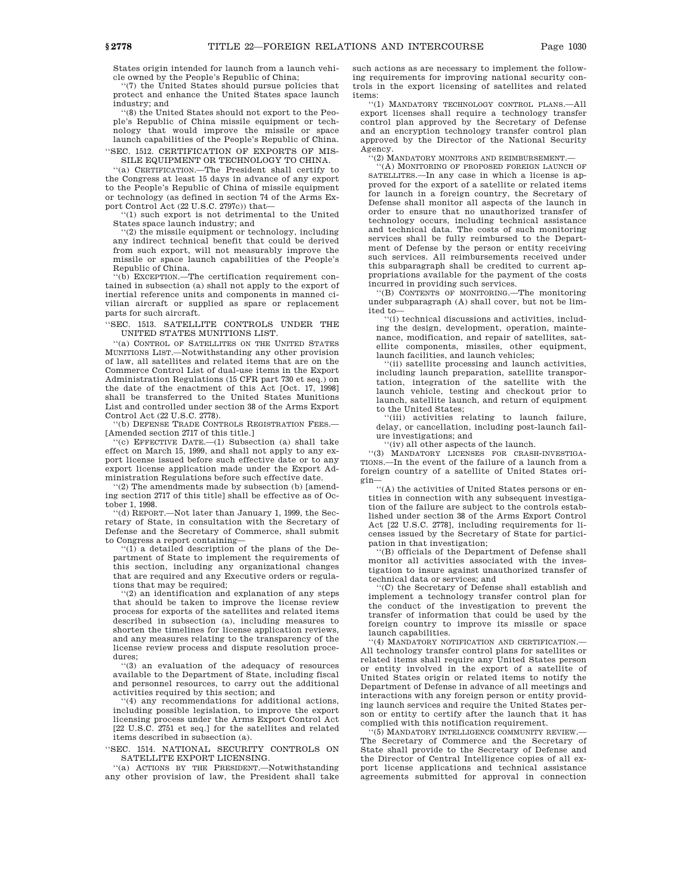States origin intended for launch from a launch vehicle owned by the People's Republic of China;

"(7) the United States should pursue policies that protect and enhance the United States space launch industry; and

"(8) the United States should not export to the People's Republic of China missile equipment or technology that would improve the missile or space launch capabilities of the People's Republic of China.

"SEC. 1512. CERTIFICATION OF EXPORTS OF MISSILE EQUIPMENT OR TECHNOLOGY TO CHINA.

"(a) CERTIFICATION.—The President shall certify to the Congress at least 15 days in advance of any export to the People's Republic of China of missile equipment or technology (as defined in section 74 of the Arms Export Control Act (22 U.S.C. 2797c)) that—

"(1) such export is not detrimental to the United States space launch industry; and

"(2) the missile equipment or technology, including any indirect technical benefit that could be derived from such export, will not measurably improve the missile or space launch capabilities of the People's Republic of China.

"(b) EXCEPTION.—The certification requirement contained in subsection (a) shall not apply to the export of inertial reference units and components in manned civilian aircraft or supplied as spare or replacement parts for such aircraft.

"SEC. 1513. SATELLITE CONTROLS UNDER THE UNITED STATES MUNITIONS LIST.

"(a) CONTROL OF SATELLITES ON THE UNITED STATES MUNITIONS LIST.—Notwithstanding any other provision of law, all satellites and related items that are on the Commerce Control List of dual-use items in the Export Administration Regulations (15 CFR part 730 et seq.) on the date of the enactment of this Act [Oct. 17, 1998] shall be transferred to the United States Munitions List and controlled under section 38 of the Arms Export Control Act (22 U.S.C. 2778).

"(b) DEFENSE TRADE CONTROLS REGISTRATION FEES.—[Amended section 2717 of this title.]

"(c) EFFECTIVE DATE.—(1) Subsection (a) shall take effect on March 15, 1999, and shall not apply to any export license issued before such effective date or to any export license application made under the Export Administration Regulations before such effective date.

"(2) The amendments made by subsection (b) [amending section 2717 of this title] shall be effective as of October 1, 1998.

"(d) REPORT.—Not later than January 1, 1999, the Secretary of State, in consultation with the Secretary of Defense and the Secretary of Commerce, shall submit to Congress a report containing—

"(1) a detailed description of the plans of the Department of State to implement the requirements of this section, including any organizational changes that are required and any Executive orders or regulations that may be required;

"(2) an identification and explanation of any steps that should be taken to improve the license review process for exports of the satellites and related items described in subsection (a), including measures to shorten the timelines for license application reviews, and any measures relating to the transparency of the license review process and dispute resolution procedures;

"(3) an evaluation of the adequacy of resources available to the Department of State, including fiscal and personnel resources, to carry out the additional activities required by this section; and

"(4) any recommendations for additional actions, including possible legislation, to improve the export licensing process under the Arms Export Control Act [22 U.S.C. 2751 et seq.] for the satellites and related items described in subsection (a).

"SEC. 1514. NATIONAL SECURITY CONTROLS ON SATELLITE EXPORT LICENSING.

"(a) ACTIONS BY THE PRESIDENT.—Notwithstanding any other provision of law, the President shall take such actions as are necessary to implement the following requirements for improving national security controls in the export licensing of satellites and related items:

"(1) MANDATORY TECHNOLOGY CONTROL PLANS.—All export licenses shall require a technology transfer control plan approved by the Secretary of Defense and an encryption technology transfer control plan approved by the Director of the National Security Agency.

"(2) MANDATORY MONITORS AND REIMBURSEMENT.—

"(A) MONITORING OF PROPOSED FOREIGN LAUNCH OF SATELLITES.—In any case in which a license is approved for the export of a satellite or related items for launch in a foreign country, the Secretary of Defense shall monitor all aspects of the launch in order to ensure that no unauthorized transfer of technology occurs, including technical assistance and technical data. The costs of such monitoring services shall be fully reimbursed to the Department of Defense by the person or entity receiving such services. All reimbursements received under this subparagraph shall be credited to current appropriations available for the payment of the costs incurred in providing such services.

"(B) CONTENTS OF MONITORING.—The monitoring under subparagraph (A) shall cover, but not be limited to—

"(i) technical discussions and activities, including the design, development, operation, maintenance, modification, and repair of satellites, satellite components, missiles, other equipment, launch facilities, and launch vehicles;

"(ii) satellite processing and launch activities, including launch preparation, satellite transportation, integration of the satellite with the launch vehicle, testing and checkout prior to launch, satellite launch, and return of equipment to the United States;

"(iii) activities relating to launch failure, delay, or cancellation, including post-launch failure investigations; and

"(iv) all other aspects of the launch.

"(3) MANDATORY LICENSES FOR CRASH-INVESTIGATIONS.—In the event of the failure of a launch from a foreign country of a satellite of United States origin—

"(A) the activities of United States persons or entities in connection with any subsequent investigation of the failure are subject to the controls established under section 38 of the Arms Export Control Act [22 U.S.C. 2778], including requirements for licenses issued by the Secretary of State for participation in that investigation;

"(B) officials of the Department of Defense shall monitor all activities associated with the investigation to insure against unauthorized transfer of technical data or services; and

"(C) the Secretary of Defense shall establish and implement a technology transfer control plan for the conduct of the investigation to prevent the transfer of information that could be used by the foreign country to improve its missile or space launch capabilities.

"(4) MANDATORY NOTIFICATION AND CERTIFICATION.—All technology transfer control plans for satellites or related items shall require any United States person or entity involved in the export of a satellite of United States origin or related items to notify the Department of Defense in advance of all meetings and interactions with any foreign person or entity providing launch services and require the United States person or entity to certify after the launch that it has complied with this notification requirement.

"(5) MANDATORY INTELLIGENCE COMMUNITY REVIEW.—The Secretary of Commerce and the Secretary of State shall provide to the Secretary of Defense and the Director of Central Intelligence copies of all export license applications and technical assistance agreements submitted for approval in connection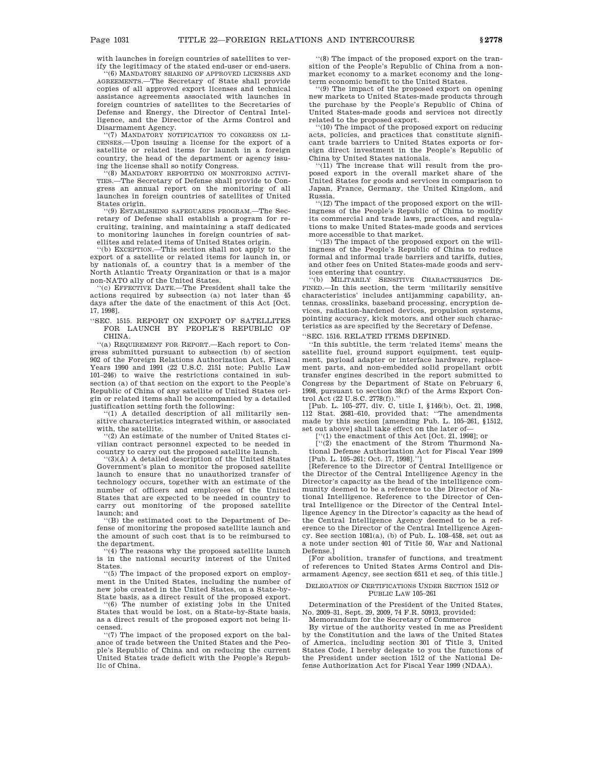with launches in foreign countries of satellites to verify the legitimacy of the stated end-user or end-users.

"(6) MANDATORY SHARING OF APPROVED LICENSES AND AGREEMENTS.—The Secretary of State shall provide copies of all approved export licenses and technical assistance agreements associated with launches in foreign countries of satellites to the Secretaries of Defense and Energy, the Director of Central Intelligence, and the Director of the Arms Control and Disarmament Agency.

"(7) MANDATORY NOTIFICATION TO CONGRESS ON LICENSES.—Upon issuing a license for the export of a satellite or related items for launch in a foreign country, the head of the department or agency issuing the license shall so notify Congress.

"(8) MANDATORY REPORTING ON MONITORING ACTIVITIES.—The Secretary of Defense shall provide to Congress an annual report on the monitoring of all launches in foreign countries of satellites of United States origin.

"(9) ESTABLISHING SAFEGUARDS PROGRAM.—The Secretary of Defense shall establish a program for recruiting, training, and maintaining a staff dedicated to monitoring launches in foreign countries of satellites and related items of United States origin.

"(b) EXCEPTION.—This section shall not apply to the export of a satellite or related items for launch in, or by nationals of, a country that is a member of the North Atlantic Treaty Organization or that is a major non-NATO ally of the United States.

"(c) EFFECTIVE DATE.—The President shall take the actions required by subsection (a) not later than 45 days after the date of the enactment of this Act [Oct. 17, 1998].

"SEC. 1515. REPORT ON EXPORT OF SATELLITES FOR LAUNCH BY PEOPLE'S REPUBLIC OF CHINA.

"(a) REQUIREMENT FOR REPORT.—Each report to Congress submitted pursuant to subsection (b) of section 902 of the Foreign Relations Authorization Act, Fiscal Years 1990 and 1991 (22 U.S.C. 2151 note; Public Law 101–246) to waive the restrictions contained in subsection (a) of that section on the export to the People's Republic of China of any satellite of United States origin or related items shall be accompanied by a detailed justification setting forth the following:

"(1) A detailed description of all militarily sensitive characteristics integrated within, or associated with, the satellite.

"(2) An estimate of the number of United States civilian contract personnel expected to be needed in country to carry out the proposed satellite launch.

"(3)(A) A detailed description of the United States Government's plan to monitor the proposed satellite launch to ensure that no unauthorized transfer of technology occurs, together with an estimate of the number of officers and employees of the United States that are expected to be needed in country to carry out monitoring of the proposed satellite launch; and

"(B) the estimated cost to the Department of Defense of monitoring the proposed satellite launch and the amount of such cost that is to be reimbursed to the department.

"(4) The reasons why the proposed satellite launch is in the national security interest of the United States.

"(5) The impact of the proposed export on employment in the United States, including the number of new jobs created in the United States, on a State-by-State basis, as a direct result of the proposed export.

"(6) The number of existing jobs in the United States that would be lost, on a State-by-State basis, as a direct result of the proposed export not being licensed.

"(7) The impact of the proposed export on the balance of trade between the United States and the People's Republic of China and on reducing the current United States trade deficit with the People's Republic of China.

"(8) The impact of the proposed export on the transition of the People's Republic of China from a nonmarket economy to a market economy and the long-term economic benefit to the United States.

"(9) The impact of the proposed export on opening new markets to United States-made products through the purchase by the People's Republic of China of United States-made goods and services not directly related to the proposed export.

"(10) The impact of the proposed export on reducing acts, policies, and practices that constitute significant trade barriers to United States exports or foreign direct investment in the People's Republic of China by United States nationals.

"(11) The increase that will result from the proposed export in the overall market share of the United States for goods and services in comparison to Japan, France, Germany, the United Kingdom, and Russia.

"(12) The impact of the proposed export on the willingness of the People's Republic of China to modify its commercial and trade laws, practices, and regulations to make United States-made goods and services more accessible to that market.

"(13) The impact of the proposed export on the willingness of the People's Republic of China to reduce formal and informal trade barriers and tariffs, duties, and other fees on United States-made goods and services entering that country.

"(b) MILITARILY SENSITIVE CHARACTERISTICS DEFINED.—In this section, the term 'militarily sensitive characteristics' includes antijamming capability, antennas, crosslinks, baseband processing, encryption devices, radiation-hardened devices, propulsion systems, pointing accuracy, kick motors, and other such characteristics as are specified by the Secretary of Defense.

"SEC. 1516. RELATED ITEMS DEFINED.

"In this subtitle, the term 'related items' means the satellite fuel, ground support equipment, test equipment, payload adapter or interface hardware, replacement parts, and non-embedded solid propellant orbit transfer engines described in the report submitted to Congress by the Department of State on February 6, 1998, pursuant to section 38(f) of the Arms Export Control Act (22 U.S.C. 2778(f))."

[Pub. L. 105–277, div. C, title I, §146(b), Oct. 21, 1998, 112 Stat. 2681–610, provided that: "The amendments made by this section [amending Pub. L. 105–261, §1512, set out above] shall take effect on the later of—

["(1) the enactment of this Act [Oct. 21, 1998]; or

["(2) the enactment of the Strom Thurmond National Defense Authorization Act for Fiscal Year 1999 [Pub. L. 105–261; Oct. 17, 1998]."]

[Reference to the Director of Central Intelligence or the Director of the Central Intelligence Agency in the Director's capacity as the head of the intelligence community deemed to be a reference to the Director of National Intelligence. Reference to the Director of Central Intelligence or the Director of the Central Intelligence Agency in the Director's capacity as the head of the Central Intelligence Agency deemed to be a reference to the Director of the Central Intelligence Agency. See section 1081(a), (b) of Pub. L. 108–458, set out as a note under section 401 of Title 50, War and National Defense.]

[For abolition, transfer of functions, and treatment of references to United States Arms Control and Disarmament Agency, see section 6511 et seq. of this title.]

DELEGATION OF CERTIFICATIONS UNDER SECTION 1512 OF PUBLIC LAW 105–261

Determination of the President of the United States, No. 2009–31, Sept. 29, 2009, 74 F.R. 50913, provided:

Memorandum for the Secretary of Commerce

By virtue of the authority vested in me as President by the Constitution and the laws of the United States of America, including section 301 of Title 3, United States Code, I hereby delegate to you the functions of the President under section 1512 of the National Defense Authorization Act for Fiscal Year 1999 (NDAA).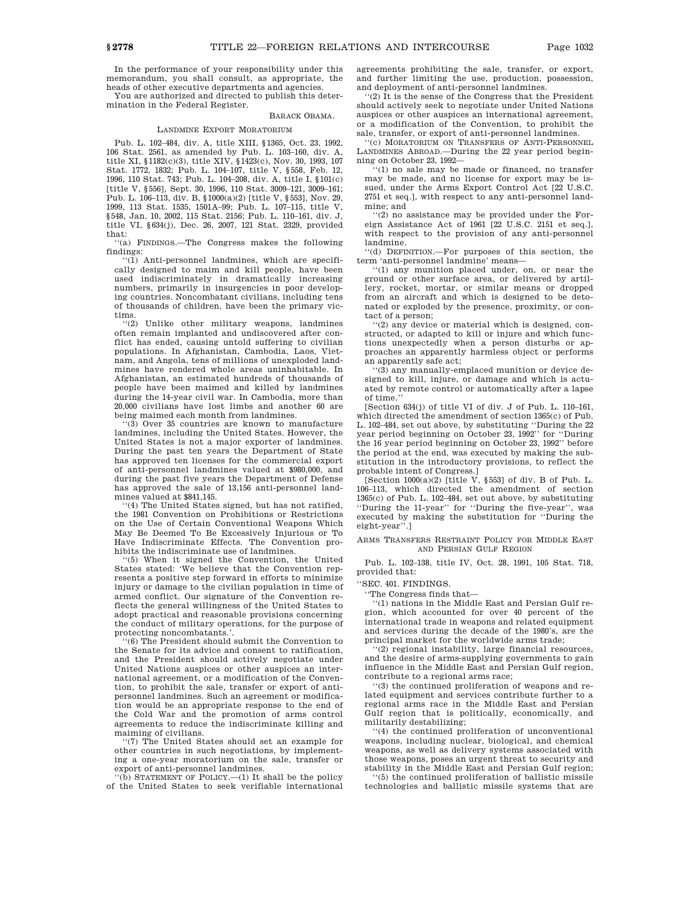In the performance of your responsibility under this memorandum, you shall consult, as appropriate, the heads of other executive departments and agencies.

You are authorized and directed to publish this determination in the Federal Register.

BARACK OBAMA.

### LANDMINE EXPORT MORATORIUM

Pub. L. 102–484, div. A, title XIII, §1365, Oct. 23, 1992, 106 Stat. 2561, as amended by Pub. L. 103–160, div. A, title XI, §1182(c)(3), title XIV, §1423(c), Nov. 30, 1993, 107 Stat. 1772, 1832; Pub. L. 104–107, title V, §558, Feb. 12, 1996, 110 Stat. 743; Pub. L. 104–208, div. A, title I, §101(c) [title V, §556], Sept. 30, 1996, 110 Stat. 3009–121, 3009–161; Pub. L. 106–113, div. B, §1000(a)(2) [title V, §553], Nov. 29, 1999, 113 Stat. 1535, 1501A–99; Pub. L. 107–115, title V, §548, Jan. 10, 2002, 115 Stat. 2156; Pub. L. 110–161, div. J, title VI, §634(j), Dec. 26, 2007, 121 Stat. 2329, provided that:

''(a) FINDINGS.—The Congress makes the following findings:

''(1) Anti-personnel landmines, which are specifically designed to maim and kill people, have been used indiscriminately in dramatically increasing numbers, primarily in insurgencies in poor developing countries. Noncombatant civilians, including tens of thousands of children, have been the primary victims.

''(2) Unlike other military weapons, landmines often remain implanted and undiscovered after conflict has ended, causing untold suffering to civilian populations. In Afghanistan, Cambodia, Laos, Vietnam, and Angola, tens of millions of unexploded landmines have rendered whole areas uninhabitable. In Afghanistan, an estimated hundreds of thousands of people have been maimed and killed by landmines during the 14-year civil war. In Cambodia, more than 20,000 civilians have lost limbs and another 60 are being maimed each month from landmines.

''(3) Over 35 countries are known to manufacture landmines, including the United States. However, the United States is not a major exporter of landmines. During the past ten years the Department of State has approved ten licenses for the commercial export of anti-personnel landmines valued at $980,000, and during the past five years the Department of Defense has approved the sale of 13,156 anti-personnel landmines valued at $841,145.

''(4) The United States signed, but has not ratified, the 1981 Convention on Prohibitions or Restrictions on the Use of Certain Conventional Weapons Which May Be Deemed To Be Excessively Injurious or To Have Indiscriminate Effects. The Convention prohibits the indiscriminate use of landmines.

''(5) When it signed the Convention, the United States stated: 'We believe that the Convention represents a positive step forward in efforts to minimize injury or damage to the civilian population in time of armed conflict. Our signature of the Convention reflects the general willingness of the United States to adopt practical and reasonable provisions concerning the conduct of military operations, for the purpose of protecting noncombatants.'.

''(6) The President should submit the Convention to the Senate for its advice and consent to ratification, and the President should actively negotiate under United Nations auspices or other auspices an international agreement, or a modification of the Convention, to prohibit the sale, transfer or export of anti-personnel landmines. Such an agreement or modification would be an appropriate response to the end of the Cold War and the promotion of arms control agreements to reduce the indiscriminate killing and maiming of civilians.

''(7) The United States should set an example for other countries in such negotiations, by implementing a one-year moratorium on the sale, transfer or export of anti-personnel landmines.

''(b) STATEMENT OF POLICY.—(1) It shall be the policy of the United States to seek verifiable international agreements prohibiting the sale, transfer, or export, and further limiting the use, production, possession, and deployment of anti-personnel landmines.

''(2) It is the sense of the Congress that the President should actively seek to negotiate under United Nations auspices or other auspices an international agreement, or a modification of the Convention, to prohibit the sale, transfer, or export of anti-personnel landmines.

''(c) MORATORIUM ON TRANSFERS OF ANTI-PERSONNEL LANDMINES ABROAD.—During the 22 year period beginning on October 23, 1992—

''(1) no sale may be made or financed, no transfer may be made, and no license for export may be issued, under the Arms Export Control Act [22 U.S.C. 2751 et seq.], with respect to any anti-personnel landmine; and

''(2) no assistance may be provided under the Foreign Assistance Act of 1961 [22 U.S.C. 2151 et seq.], with respect to the provision of any anti-personnel landmine.

''(d) DEFINITION.—For purposes of this section, the term 'anti-personnel landmine' means—

''(1) any munition placed under, on, or near the ground or other surface area, or delivered by artillery, rocket, mortar, or similar means or dropped from an aircraft and which is designed to be detonated or exploded by the presence, proximity, or contact of a person;

''(2) any device or material which is designed, constructed, or adapted to kill or injure and which functions unexpectedly when a person disturbs or approaches an apparently harmless object or performs an apparently safe act;

''(3) any manually-emplaced munition or device designed to kill, injure, or damage and which is actuated by remote control or automatically after a lapse of time.''

[Section 634(j) of title VI of div. J of Pub. L. 110–161, which directed the amendment of section 1365(c) of Pub. L. 102–484, set out above, by substituting ''During the 22 year period beginning on October 23, 1992'' for ''During the 16 year period beginning on October 23, 1992'' before the period at the end, was executed by making the substitution in the introductory provisions, to reflect the probable intent of Congress.]

[Section 1000(a)(2) [title V, §553] of div. B of Pub. L. 106–113, which directed the amendment of section 1365(c) of Pub. L. 102–484, set out above, by substituting ''During the 11-year'' for ''During the five-year'', was executed by making the substitution for ''During the eight-year''.]

### ARMS TRANSFERS RESTRAINT POLICY FOR MIDDLE EAST AND PERSIAN GULF REGION

Pub. L. 102–138, title IV, Oct. 28, 1991, 105 Stat. 718, provided that:

''SEC. 401. FINDINGS.

''The Congress finds that—

''(1) nations in the Middle East and Persian Gulf region, which accounted for over 40 percent of the international trade in weapons and related equipment and services during the decade of the 1980's, are the principal market for the worldwide arms trade;

''(2) regional instability, large financial resources, and the desire of arms-supplying governments to gain influence in the Middle East and Persian Gulf region, contribute to a regional arms race;

''(3) the continued proliferation of weapons and related equipment and services contribute further to a regional arms race in the Middle East and Persian Gulf region that is politically, economically, and militarily destabilizing;

''(4) the continued proliferation of unconventional weapons, including nuclear, biological, and chemical weapons, as well as delivery systems associated with those weapons, poses an urgent threat to security and stability in the Middle East and Persian Gulf region;

''(5) the continued proliferation of ballistic missile technologies and ballistic missile systems that are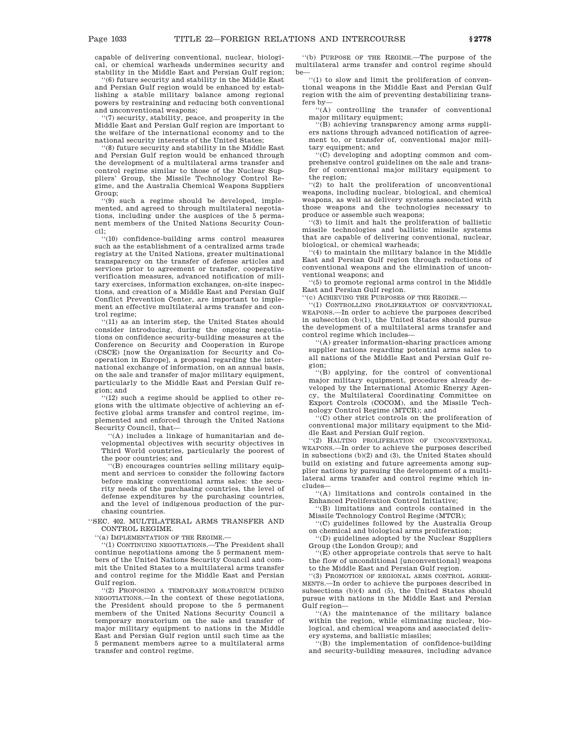capable of delivering conventional, nuclear, biological, or chemical warheads undermines security and stability in the Middle East and Persian Gulf region;

''(6) future security and stability in the Middle East and Persian Gulf region would be enhanced by establishing a stable military balance among regional powers by restraining and reducing both conventional and unconventional weapons;

''(7) security, stability, peace, and prosperity in the Middle East and Persian Gulf region are important to the welfare of the international economy and to the national security interests of the United States;

''(8) future security and stability in the Middle East and Persian Gulf region would be enhanced through the development of a multilateral arms transfer and control regime similar to those of the Nuclear Suppliers' Group, the Missile Technology Control Regime, and the Australia Chemical Weapons Suppliers Group;

''(9) such a regime should be developed, implemented, and agreed to through multilateral negotiations, including under the auspices of the 5 permanent members of the United Nations Security Council;

''(10) confidence-building arms control measures such as the establishment of a centralized arms trade registry at the United Nations, greater multinational transparency on the transfer of defense articles and services prior to agreement or transfer, cooperative verification measures, advanced notification of military exercises, information exchanges, on-site inspections, and creation of a Middle East and Persian Gulf Conflict Prevention Center, are important to implement an effective multilateral arms transfer and control regime;

''(11) as an interim step, the United States should consider introducing, during the ongoing negotiations on confidence security-building measures at the Conference on Security and Cooperation in Europe (CSCE) [now the Organization for Security and Cooperation in Europe], a proposal regarding the international exchange of information, on an annual basis, on the sale and transfer of major military equipment, particularly to the Middle East and Persian Gulf region; and

''(12) such a regime should be applied to other regions with the ultimate objective of achieving an effective global arms transfer and control regime, implemented and enforced through the United Nations Security Council, that—

''(A) includes a linkage of humanitarian and developmental objectives with security objectives in Third World countries, particularly the poorest of the poor countries; and

''(B) encourages countries selling military equipment and services to consider the following factors before making conventional arms sales: the security needs of the purchasing countries, the level of defense expenditures by the purchasing countries, and the level of indigenous production of the purchasing countries.

''SEC. 402. MULTILATERAL ARMS TRANSFER AND CONTROL REGIME.

''(a) IMPLEMENTATION OF THE REGIME.—

''(1) CONTINUING NEGOTIATIONS.—The President shall continue negotiations among the 5 permanent members of the United Nations Security Council and commit the United States to a multilateral arms transfer and control regime for the Middle East and Persian Gulf region.

''(2) PROPOSING A TEMPORARY MORATORIUM DURING NEGOTIATIONS.—In the context of these negotiations, the President should propose to the 5 permanent members of the United Nations Security Council a temporary moratorium on the sale and transfer of major military equipment to nations in the Middle East and Persian Gulf region until such time as the 5 permanent members agree to a multilateral arms transfer and control regime.

''(b) PURPOSE OF THE REGIME.—The purpose of the multilateral arms transfer and control regime should be—

''(1) to slow and limit the proliferation of conventional weapons in the Middle East and Persian Gulf region with the aim of preventing destabilizing transfers by—

''(A) controlling the transfer of conventional major military equipment;

''(B) achieving transparency among arms suppliers nations through advanced notification of agreement to, or transfer of, conventional major military equipment; and

''(C) developing and adopting common and comprehensive control guidelines on the sale and transfer of conventional major military equipment to the region;

''(2) to halt the proliferation of unconventional weapons, including nuclear, biological, and chemical weapons, as well as delivery systems associated with those weapons and the technologies necessary to produce or assemble such weapons;

''(3) to limit and halt the proliferation of ballistic missile technologies and ballistic missile systems that are capable of delivering conventional, nuclear, biological, or chemical warheads;

''(4) to maintain the military balance in the Middle East and Persian Gulf region through reductions of conventional weapons and the elimination of unconventional weapons; and

''(5) to promote regional arms control in the Middle East and Persian Gulf region.

''(c) ACHIEVING THE PURPOSES OF THE REGIME.—

''(1) CONTROLLING PROLIFERATION OF CONVENTIONAL WEAPONS.—In order to achieve the purposes described in subsection (b)(1), the United States should pursue the development of a multilateral arms transfer and control regime which includes—

''(A) greater information-sharing practices among supplier nations regarding potential arms sales to all nations of the Middle East and Persian Gulf region;

''(B) applying, for the control of conventional major military equipment, procedures already developed by the International Atomic Energy Agency, the Multilateral Coordinating Committee on Export Controls (COCOM), and the Missile Technology Control Regime (MTCR); and

''(C) other strict controls on the proliferation of conventional major military equipment to the Middle East and Persian Gulf region.

''(2) HALTING PROLIFERATION OF UNCONVENTIONAL WEAPONS.—In order to achieve the purposes described in subsections (b)(2) and (3), the United States should build on existing and future agreements among supplier nations by pursuing the development of a multilateral arms transfer and control regime which includes—

''(A) limitations and controls contained in the Enhanced Proliferation Control Initiative;

''(B) limitations and controls contained in the Missile Technology Control Regime (MTCR);

''(C) guidelines followed by the Australia Group on chemical and biological arms proliferation;

''(D) guidelines adopted by the Nuclear Suppliers Group (the London Group); and

''(E) other appropriate controls that serve to halt the flow of unconditional [unconventional] weapons to the Middle East and Persian Gulf region.

''(3) PROMOTION OF REGIONAL ARMS CONTROL AGREEMENTS.—In order to achieve the purposes described in subsections (b)(4) and (5), the United States should pursue with nations in the Middle East and Persian Gulf region—

''(A) the maintenance of the military balance within the region, while eliminating nuclear, biological, and chemical weapons and associated delivery systems, and ballistic missiles;

''(B) the implementation of confidence-building and security-building measures, including advance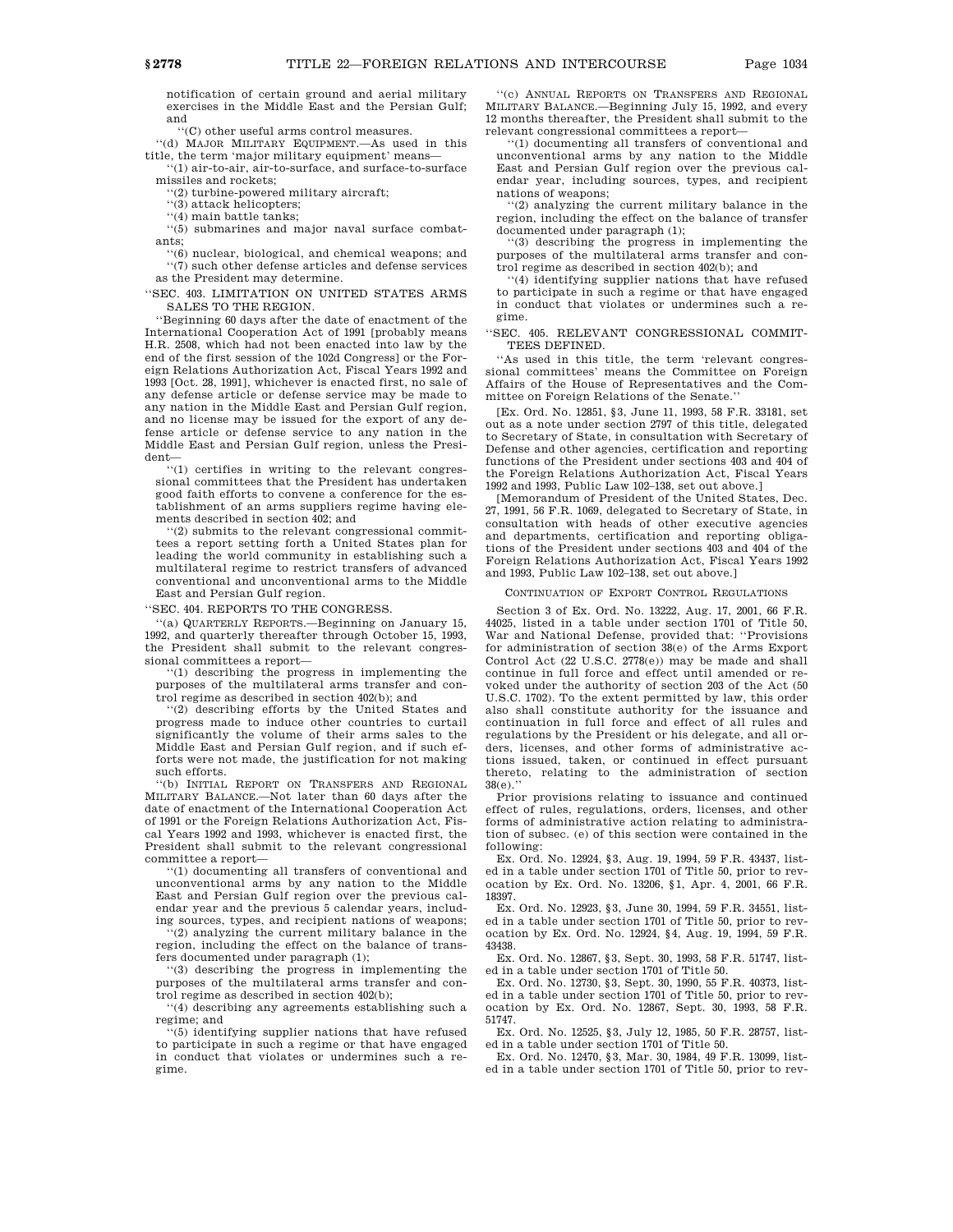notification of certain ground and aerial military exercises in the Middle East and the Persian Gulf; and

"(C) other useful arms control measures.

"(d) MAJOR MILITARY EQUIPMENT.—As used in this title, the term 'major military equipment' means—

"(1) air-to-air, air-to-surface, and surface-to-surface missiles and rockets;

"(2) turbine-powered military aircraft;

"(3) attack helicopters;

"(4) main battle tanks;

"(5) submarines and major naval surface combatants;

"(6) nuclear, biological, and chemical weapons; and

"(7) such other defense articles and defense services as the President may determine.

"SEC. 403. LIMITATION ON UNITED STATES ARMS SALES TO THE REGION.

"Beginning 60 days after the date of enactment of the International Cooperation Act of 1991 [probably means H.R. 2508, which had not been enacted into law by the end of the first session of the 102d Congress] or the Foreign Relations Authorization Act, Fiscal Years 1992 and 1993 [Oct. 28, 1991], whichever is enacted first, no sale of any defense article or defense service may be made to any nation in the Middle East and Persian Gulf region, and no license may be issued for the export of any defense article or defense service to any nation in the Middle East and Persian Gulf region, unless the President—

"(1) certifies in writing to the relevant congressional committees that the President has undertaken good faith efforts to convene a conference for the establishment of an arms suppliers regime having elements described in section 402; and

"(2) submits to the relevant congressional committees a report setting forth a United States plan for leading the world community in establishing such a multilateral regime to restrict transfers of advanced conventional and unconventional arms to the Middle East and Persian Gulf region.

"SEC. 404. REPORTS TO THE CONGRESS.

"(a) QUARTERLY REPORTS.—Beginning on January 15, 1992, and quarterly thereafter through October 15, 1993, the President shall submit to the relevant congressional committees a report—

"(1) describing the progress in implementing the purposes of the multilateral arms transfer and control regime as described in section 402(b); and

"(2) describing efforts by the United States and progress made to induce other countries to curtail significantly the volume of their arms sales to the Middle East and Persian Gulf region, and if such efforts were not made, the justification for not making such efforts.

"(b) INITIAL REPORT ON TRANSFERS AND REGIONAL MILITARY BALANCE.—Not later than 60 days after the date of enactment of the International Cooperation Act of 1991 or the Foreign Relations Authorization Act, Fiscal Years 1992 and 1993, whichever is enacted first, the President shall submit to the relevant congressional committee a report—

"(1) documenting all transfers of conventional and unconventional arms by any nation to the Middle East and Persian Gulf region over the previous calendar year and the previous 5 calendar years, including sources, types, and recipient nations of weapons;

"(2) analyzing the current military balance in the region, including the effect on the balance of transfers documented under paragraph (1);

"(3) describing the progress in implementing the purposes of the multilateral arms transfer and control regime as described in section 402(b);

"(4) describing any agreements establishing such a regime; and

"(5) identifying supplier nations that have refused to participate in such a regime or that have engaged in conduct that violates or undermines such a regime.

"(c) ANNUAL REPORTS ON TRANSFERS AND REGIONAL MILITARY BALANCE.—Beginning July 15, 1992, and every 12 months thereafter, the President shall submit to the relevant congressional committees a report—

"(1) documenting all transfers of conventional and unconventional arms by any nation to the Middle East and Persian Gulf region over the previous calendar year, including sources, types, and recipient nations of weapons;

"(2) analyzing the current military balance in the region, including the effect on the balance of transfer documented under paragraph (1);

"(3) describing the progress in implementing the purposes of the multilateral arms transfer and control regime as described in section 402(b); and

"(4) identifying supplier nations that have refused to participate in such a regime or that have engaged in conduct that violates or undermines such a regime.

"SEC. 405. RELEVANT CONGRESSIONAL COMMITTEES DEFINED.

"As used in this title, the term 'relevant congressional committees' means the Committee on Foreign Affairs of the House of Representatives and the Committee on Foreign Relations of the Senate."

[Ex. Ord. No. 12851, §3, June 11, 1993, 58 F.R. 33181, set out as a note under section 2797 of this title, delegated to Secretary of State, in consultation with Secretary of Defense and other agencies, certification and reporting functions of the President under sections 403 and 404 of the Foreign Relations Authorization Act, Fiscal Years 1992 and 1993, Public Law 102–138, set out above.]

[Memorandum of President of the United States, Dec. 27, 1991, 56 F.R. 1069, delegated to Secretary of State, in consultation with heads of other executive agencies and departments, certification and reporting obligations of the President under sections 403 and 404 of the Foreign Relations Authorization Act, Fiscal Years 1992 and 1993, Public Law 102–138, set out above.]

CONTINUATION OF EXPORT CONTROL REGULATIONS

Section 3 of Ex. Ord. No. 13222, Aug. 17, 2001, 66 F.R. 44025, listed in a table under section 1701 of Title 50, War and National Defense, provided that: "Provisions for administration of section 38(e) of the Arms Export Control Act (22 U.S.C. 2778(e)) may be made and shall continue in full force and effect until amended or revoked under the authority of section 203 of the Act (50 U.S.C. 1702). To the extent permitted by law, this order also shall constitute authority for the issuance and continuation in full force and effect of all rules and regulations by the President or his delegate, and all orders, licenses, and other forms of administrative actions issued, taken, or continued in effect pursuant thereto, relating to the administration of section 38(e)."

Prior provisions relating to issuance and continued effect of rules, regulations, orders, licenses, and other forms of administrative action relating to administration of subsec. (e) of this section were contained in the following:

Ex. Ord. No. 12924, §3, Aug. 19, 1994, 59 F.R. 43437, listed in a table under section 1701 of Title 50, prior to revocation by Ex. Ord. No. 13206, §1, Apr. 4, 2001, 66 F.R. 18397.

Ex. Ord. No. 12923, §3, June 30, 1994, 59 F.R. 34551, listed in a table under section 1701 of Title 50, prior to revocation by Ex. Ord. No. 12924, §4, Aug. 19, 1994, 59 F.R. 43438.

Ex. Ord. No. 12867, §3, Sept. 30, 1993, 58 F.R. 51747, listed in a table under section 1701 of Title 50.

Ex. Ord. No. 12730, §3, Sept. 30, 1990, 55 F.R. 40373, listed in a table under section 1701 of Title 50, prior to revocation by Ex. Ord. No. 12867, Sept. 30, 1993, 58 F.R. 51747.

Ex. Ord. No. 12525, §3, July 12, 1985, 50 F.R. 28757, listed in a table under section 1701 of Title 50.

Ex. Ord. No. 12470, §3, Mar. 30, 1984, 49 F.R. 13099, listed in a table under section 1701 of Title 50, prior to rev-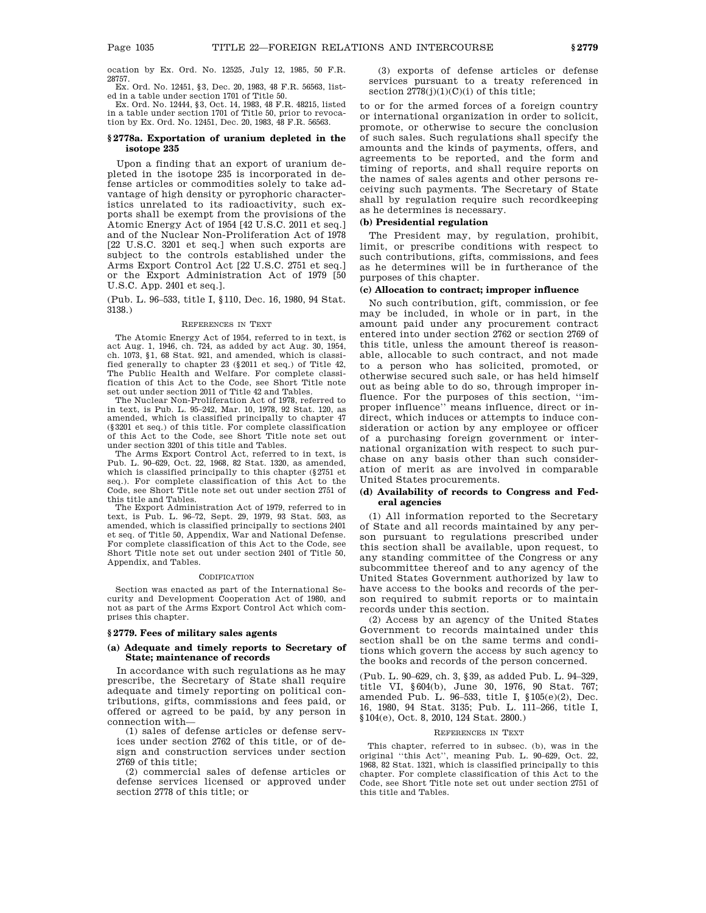ocation by Ex. Ord. No. 12525, July 12, 1985, 50 F.R. 28757.

Ex. Ord. No. 12451, §3, Dec. 20, 1983, 48 F.R. 56563, listed in a table under section 1701 of Title 50.

Ex. Ord. No. 12444, §3, Oct. 14, 1983, 48 F.R. 48215, listed in a table under section 1701 of Title 50, prior to revocation by Ex. Ord. No. 12451, Dec. 20, 1983, 48 F.R. 56563.

## §2778a. Exportation of uranium depleted in the isotope 235

Upon a finding that an export of uranium depleted in the isotope 235 is incorporated in defense articles or commodities solely to take advantage of high density or pyrophoric characteristics unrelated to its radioactivity, such exports shall be exempt from the provisions of the Atomic Energy Act of 1954 [42 U.S.C. 2011 et seq.] and of the Nuclear Non-Proliferation Act of 1978 [22 U.S.C. 3201 et seq.] when such exports are subject to the controls established under the Arms Export Control Act [22 U.S.C. 2751 et seq.] or the Export Administration Act of 1979 [50 U.S.C. App. 2401 et seq.].

(Pub. L. 96–533, title I, §110, Dec. 16, 1980, 94 Stat. 3138.)

### REFERENCES IN TEXT

The Atomic Energy Act of 1954, referred to in text, is act Aug. 1, 1946, ch. 724, as added by act Aug. 30, 1954, ch. 1073, §1, 68 Stat. 921, and amended, which is classified generally to chapter 23 (§2011 et seq.) of Title 42, The Public Health and Welfare. For complete classification of this Act to the Code, see Short Title note set out under section 2011 of Title 42 and Tables.

The Nuclear Non-Proliferation Act of 1978, referred to in text, is Pub. L. 95–242, Mar. 10, 1978, 92 Stat. 120, as amended, which is classified principally to chapter 47 (§3201 et seq.) of this title. For complete classification of this Act to the Code, see Short Title note set out under section 3201 of this title and Tables.

The Arms Export Control Act, referred to in text, is Pub. L. 90–629, Oct. 22, 1968, 82 Stat. 1320, as amended, which is classified principally to this chapter (§2751 et seq.). For complete classification of this Act to the Code, see Short Title note set out under section 2751 of this title and Tables.

The Export Administration Act of 1979, referred to in text, is Pub. L. 96–72, Sept. 29, 1979, 93 Stat. 503, as amended, which is classified principally to sections 2401 et seq. of Title 50, Appendix, War and National Defense. For complete classification of this Act to the Code, see Short Title note set out under section 2401 of Title 50, Appendix, and Tables.

### CODIFICATION

Section was enacted as part of the International Security and Development Cooperation Act of 1980, and not as part of the Arms Export Control Act which comprises this chapter.

## §2779. Fees of military sales agents

### (a) Adequate and timely reports to Secretary of State; maintenance of records

In accordance with such regulations as he may prescribe, the Secretary of State shall require adequate and timely reporting on political contributions, gifts, commissions and fees paid, or offered or agreed to be paid, by any person in connection with—

(1) sales of defense articles or defense services under section 2762 of this title, or of design and construction services under section 2769 of this title;

(2) commercial sales of defense articles or defense services licensed or approved under section 2778 of this title; or

(3) exports of defense articles or defense services pursuant to a treaty referenced in section 2778(j)(1)(C)(i) of this title;

to or for the armed forces of a foreign country or international organization in order to solicit, promote, or otherwise to secure the conclusion of such sales. Such regulations shall specify the amounts and the kinds of payments, offers, and agreements to be reported, and the form and timing of reports, and shall require reports on the names of sales agents and other persons receiving such payments. The Secretary of State shall by regulation require such recordkeeping as he determines is necessary.

### (b) Presidential regulation

The President may, by regulation, prohibit, limit, or prescribe conditions with respect to such contributions, gifts, commissions, and fees as he determines will be in furtherance of the purposes of this chapter.

### (c) Allocation to contract; improper influence

No such contribution, gift, commission, or fee may be included, in whole or in part, in the amount paid under any procurement contract entered into under section 2762 or section 2769 of this title, unless the amount thereof is reasonable, allocable to such contract, and not made to a person who has solicited, promoted, or otherwise secured such sale, or has held himself out as being able to do so, through improper influence. For the purposes of this section, ''improper influence'' means influence, direct or indirect, which induces or attempts to induce consideration or action by any employee or officer of a purchasing foreign government or international organization with respect to such purchase on any basis other than such consideration of merit as are involved in comparable United States procurements.

### (d) Availability of records to Congress and Federal agencies

(1) All information reported to the Secretary of State and all records maintained by any person pursuant to regulations prescribed under this section shall be available, upon request, to any standing committee of the Congress or any subcommittee thereof and to any agency of the United States Government authorized by law to have access to the books and records of the person required to submit reports or to maintain records under this section.

(2) Access by an agency of the United States Government to records maintained under this section shall be on the same terms and conditions which govern the access by such agency to the books and records of the person concerned.

(Pub. L. 90–629, ch. 3, §39, as added Pub. L. 94–329, title VI, §604(b), June 30, 1976, 90 Stat. 767; amended Pub. L. 96–533, title I, §105(e)(2), Dec. 16, 1980, 94 Stat. 3135; Pub. L. 111–266, title I, §104(e), Oct. 8, 2010, 124 Stat. 2800.)

### REFERENCES IN TEXT

This chapter, referred to in subsec. (b), was in the original ''this Act'', meaning Pub. L. 90–629, Oct. 22, 1968, 82 Stat. 1321, which is classified principally to this chapter. For complete classification of this Act to the Code, see Short Title note set out under section 2751 of this title and Tables.